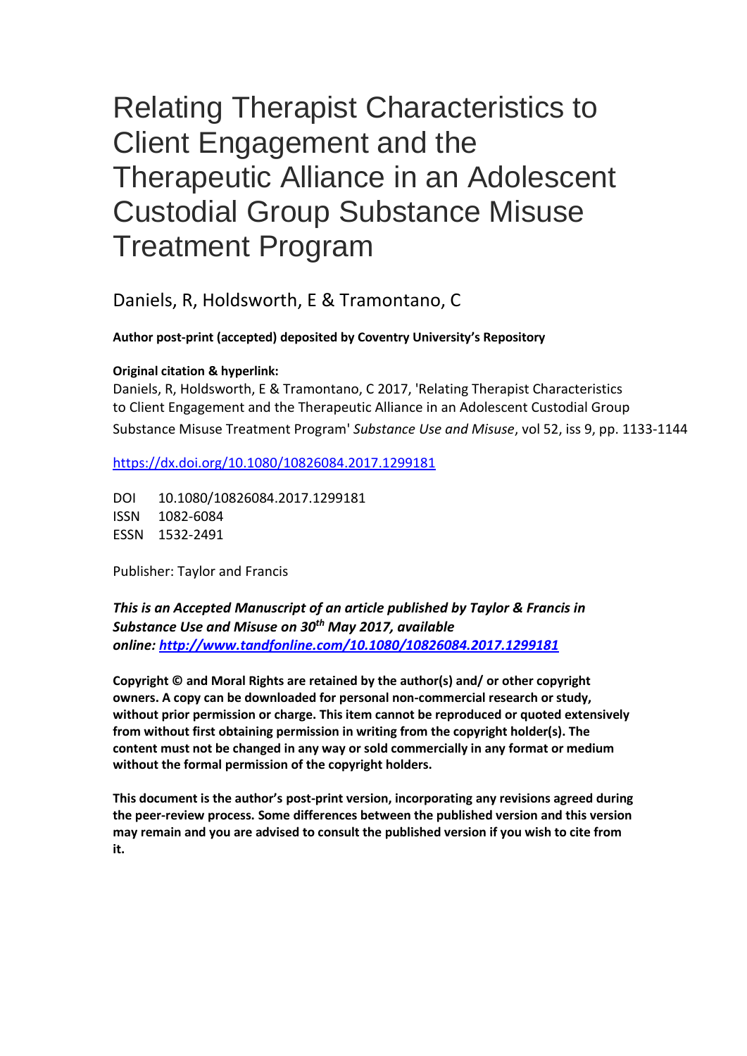# Relating Therapist Characteristics to Client Engagement and the Therapeutic Alliance in an Adolescent Custodial Group Substance Misuse Treatment Program

Daniels, R, Holdsworth, E & Tramontano, C

**Author post-print (accepted) deposited by Coventry University's Repository**

**Original citation & hyperlink:**

Daniels, R, Holdsworth, E & Tramontano, C 2017, 'Relating Therapist Characteristics to Client Engagement and the Therapeutic Alliance in an Adolescent Custodial Group Substance Misuse Treatment Program' *Substance Use and Misuse*, vol 52, iss 9, pp. 1133-1144

https://dx.doi.org/10.1080/10826084.2017.1299181

DOI 10.1080/10826084.2017.1299181
ISSN 1082-6084
ESSN 1532-2491

Publisher: Taylor and Francis

***This is an Accepted Manuscript of an article published by Taylor & Francis in Substance Use and Misuse on 30th May 2017, available online: http://www.tandfonline.com/10.1080/10826084.2017.1299181***

**Copyright © and Moral Rights are retained by the author(s) and/ or other copyright owners. A copy can be downloaded for personal non-commercial research or study, without prior permission or charge. This item cannot be reproduced or quoted extensively from without first obtaining permission in writing from the copyright holder(s). The content must not be changed in any way or sold commercially in any format or medium without the formal permission of the copyright holders.**

**This document is the author's post-print version, incorporating any revisions agreed during the peer-review process. Some differences between the published version and this version may remain and you are advised to consult the published version if you wish to cite from it.**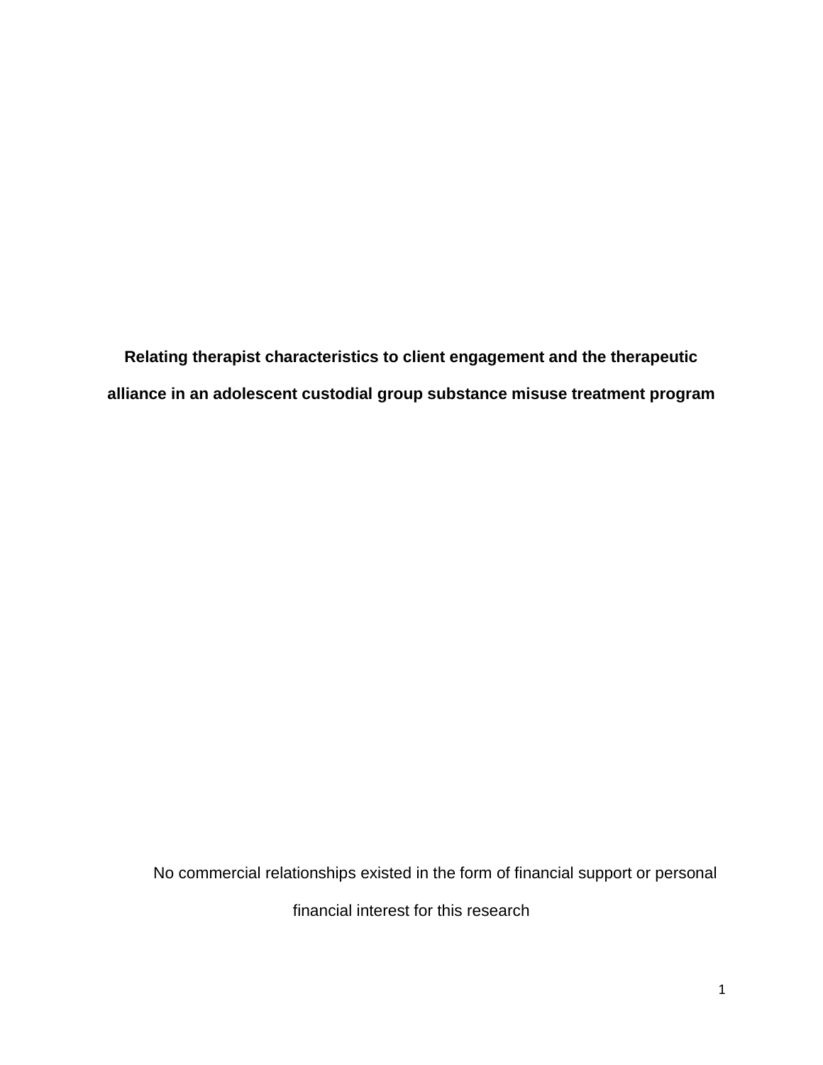**Relating therapist characteristics to client engagement and the therapeutic alliance in an adolescent custodial group substance misuse treatment program**

No commercial relationships existed in the form of financial support or personal financial interest for this research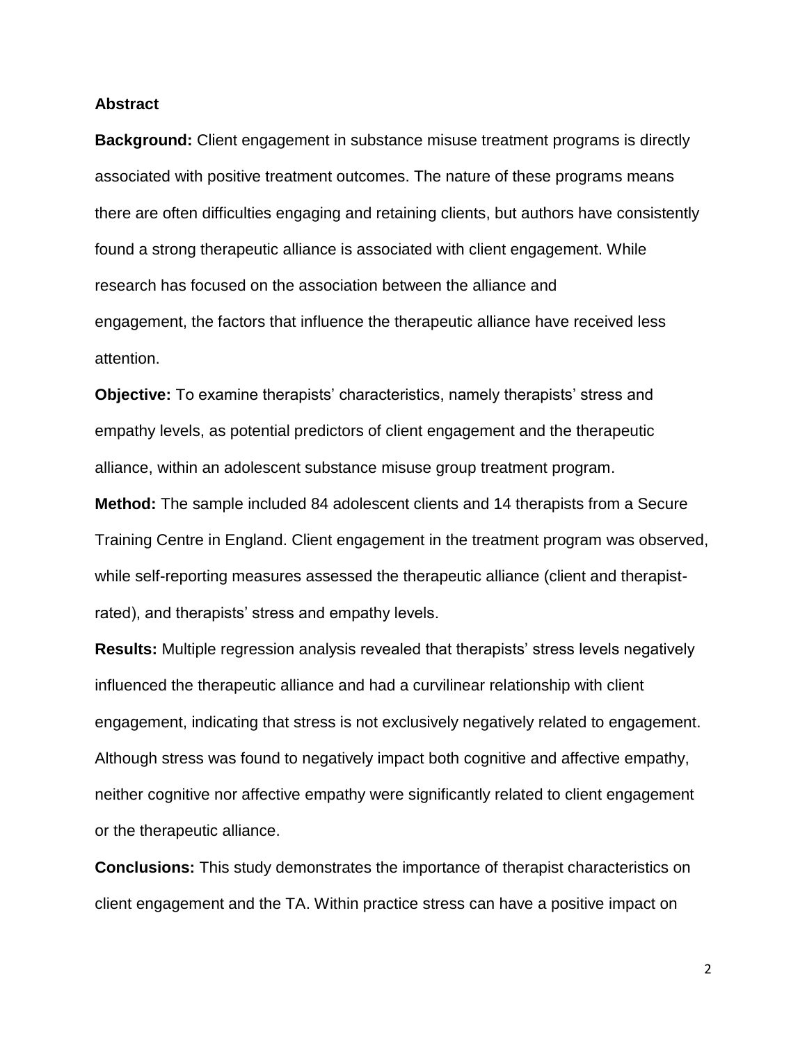**Abstract**

**Background:** Client engagement in substance misuse treatment programs is directly associated with positive treatment outcomes. The nature of these programs means there are often difficulties engaging and retaining clients, but authors have consistently found a strong therapeutic alliance is associated with client engagement. While research has focused on the association between the alliance and engagement, the factors that influence the therapeutic alliance have received less attention.

**Objective:** To examine therapists' characteristics, namely therapists' stress and empathy levels, as potential predictors of client engagement and the therapeutic alliance, within an adolescent substance misuse group treatment program.

**Method:** The sample included 84 adolescent clients and 14 therapists from a Secure Training Centre in England. Client engagement in the treatment program was observed, while self-reporting measures assessed the therapeutic alliance (client and therapist-rated), and therapists' stress and empathy levels.

**Results:** Multiple regression analysis revealed that therapists' stress levels negatively influenced the therapeutic alliance and had a curvilinear relationship with client engagement, indicating that stress is not exclusively negatively related to engagement. Although stress was found to negatively impact both cognitive and affective empathy, neither cognitive nor affective empathy were significantly related to client engagement or the therapeutic alliance.

**Conclusions:** This study demonstrates the importance of therapist characteristics on client engagement and the TA. Within practice stress can have a positive impact on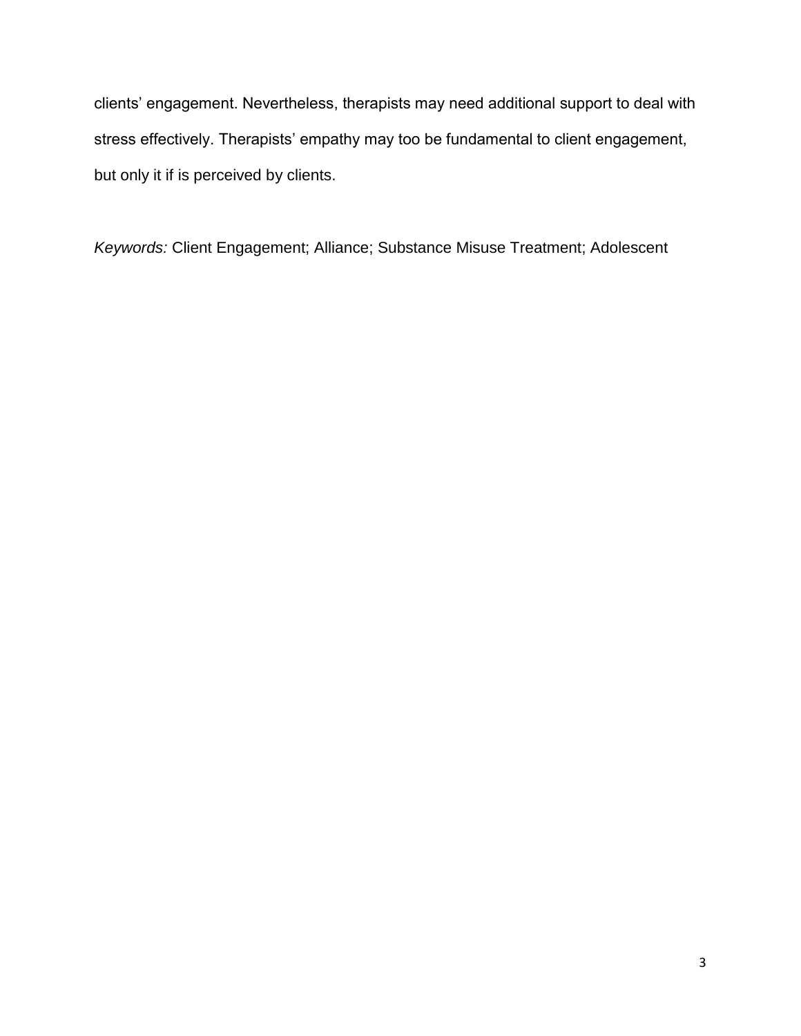clients' engagement. Nevertheless, therapists may need additional support to deal with stress effectively. Therapists' empathy may too be fundamental to client engagement, but only it if is perceived by clients.

*Keywords:* Client Engagement; Alliance; Substance Misuse Treatment; Adolescent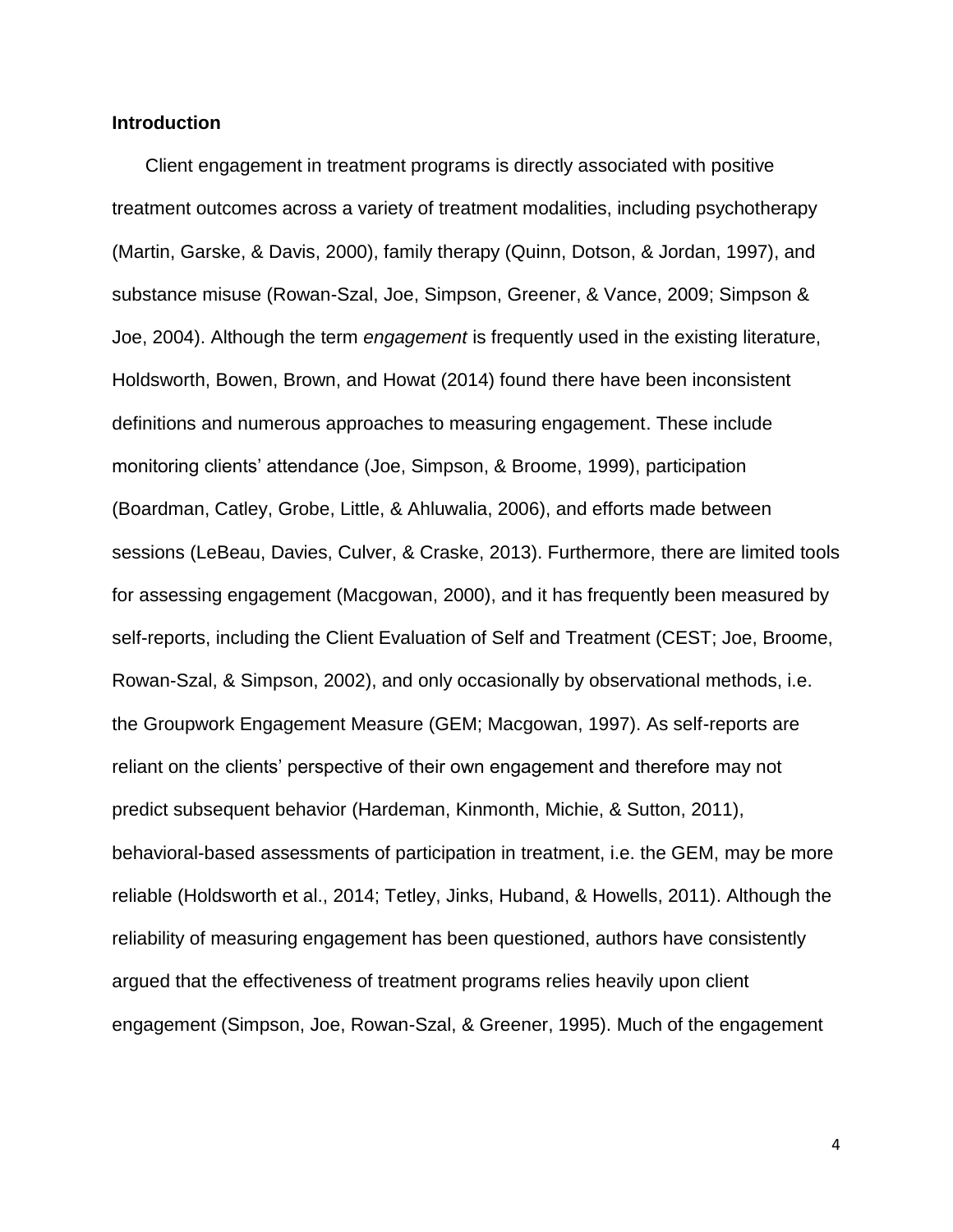**Introduction**

Client engagement in treatment programs is directly associated with positive treatment outcomes across a variety of treatment modalities, including psychotherapy (Martin, Garske, & Davis, 2000), family therapy (Quinn, Dotson, & Jordan, 1997), and substance misuse (Rowan-Szal, Joe, Simpson, Greener, & Vance, 2009; Simpson & Joe, 2004). Although the term *engagement* is frequently used in the existing literature, Holdsworth, Bowen, Brown, and Howat (2014) found there have been inconsistent definitions and numerous approaches to measuring engagement. These include monitoring clients' attendance (Joe, Simpson, & Broome, 1999), participation (Boardman, Catley, Grobe, Little, & Ahluwalia, 2006), and efforts made between sessions (LeBeau, Davies, Culver, & Craske, 2013). Furthermore, there are limited tools for assessing engagement (Macgowan, 2000), and it has frequently been measured by self-reports, including the Client Evaluation of Self and Treatment (CEST; Joe, Broome, Rowan-Szal, & Simpson, 2002), and only occasionally by observational methods, i.e. the Groupwork Engagement Measure (GEM; Macgowan, 1997). As self-reports are reliant on the clients' perspective of their own engagement and therefore may not predict subsequent behavior (Hardeman, Kinmonth, Michie, & Sutton, 2011), behavioral-based assessments of participation in treatment, i.e. the GEM, may be more reliable (Holdsworth et al., 2014; Tetley, Jinks, Huband, & Howells, 2011). Although the reliability of measuring engagement has been questioned, authors have consistently argued that the effectiveness of treatment programs relies heavily upon client engagement (Simpson, Joe, Rowan-Szal, & Greener, 1995). Much of the engagement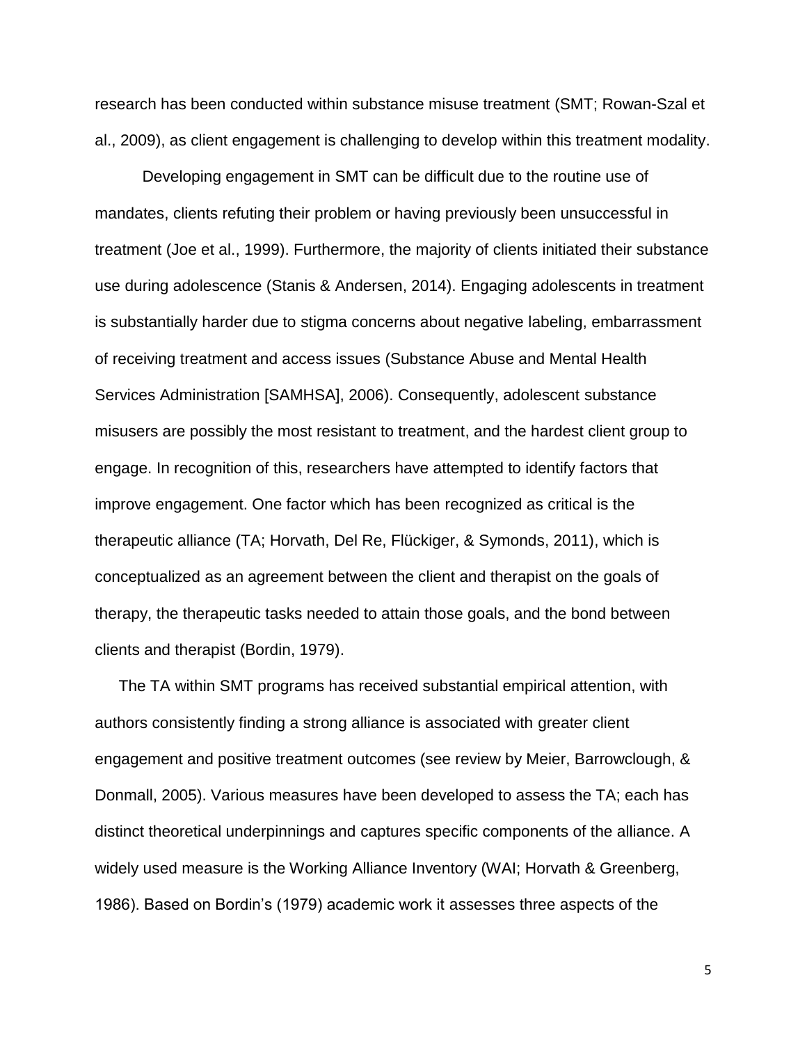research has been conducted within substance misuse treatment (SMT; Rowan-Szal et al., 2009), as client engagement is challenging to develop within this treatment modality.

Developing engagement in SMT can be difficult due to the routine use of mandates, clients refuting their problem or having previously been unsuccessful in treatment (Joe et al., 1999). Furthermore, the majority of clients initiated their substance use during adolescence (Stanis & Andersen, 2014). Engaging adolescents in treatment is substantially harder due to stigma concerns about negative labeling, embarrassment of receiving treatment and access issues (Substance Abuse and Mental Health Services Administration [SAMHSA], 2006). Consequently, adolescent substance misusers are possibly the most resistant to treatment, and the hardest client group to engage. In recognition of this, researchers have attempted to identify factors that improve engagement. One factor which has been recognized as critical is the therapeutic alliance (TA; Horvath, Del Re, Flückiger, & Symonds, 2011), which is conceptualized as an agreement between the client and therapist on the goals of therapy, the therapeutic tasks needed to attain those goals, and the bond between clients and therapist (Bordin, 1979).

The TA within SMT programs has received substantial empirical attention, with authors consistently finding a strong alliance is associated with greater client engagement and positive treatment outcomes (see review by Meier, Barrowclough, & Donmall, 2005). Various measures have been developed to assess the TA; each has distinct theoretical underpinnings and captures specific components of the alliance. A widely used measure is the Working Alliance Inventory (WAI; Horvath & Greenberg, 1986). Based on Bordin's (1979) academic work it assesses three aspects of the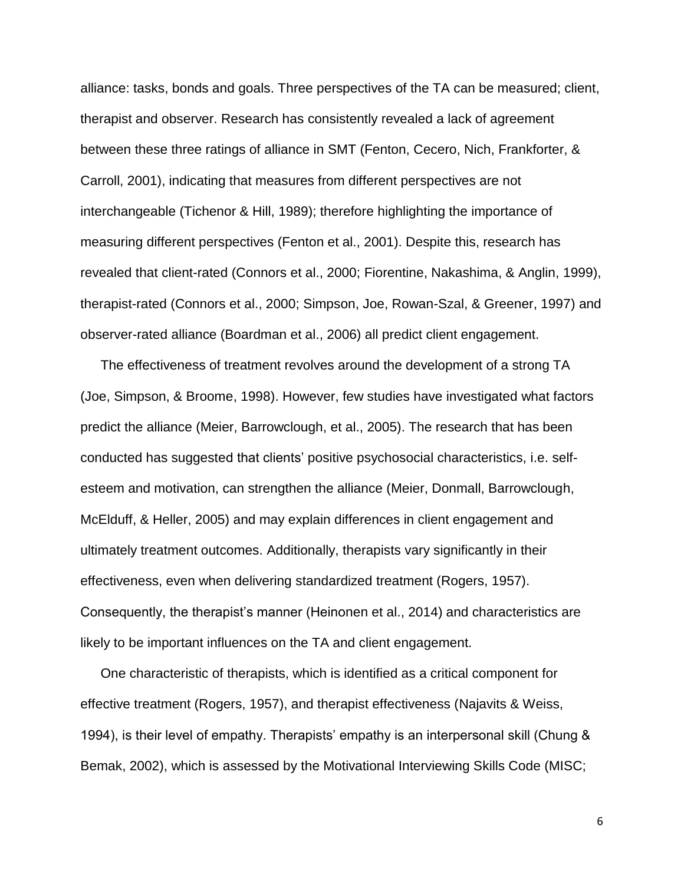alliance: tasks, bonds and goals. Three perspectives of the TA can be measured; client, therapist and observer. Research has consistently revealed a lack of agreement between these three ratings of alliance in SMT (Fenton, Cecero, Nich, Frankforter, & Carroll, 2001), indicating that measures from different perspectives are not interchangeable (Tichenor & Hill, 1989); therefore highlighting the importance of measuring different perspectives (Fenton et al., 2001). Despite this, research has revealed that client-rated (Connors et al., 2000; Fiorentine, Nakashima, & Anglin, 1999), therapist-rated (Connors et al., 2000; Simpson, Joe, Rowan-Szal, & Greener, 1997) and observer-rated alliance (Boardman et al., 2006) all predict client engagement.

The effectiveness of treatment revolves around the development of a strong TA (Joe, Simpson, & Broome, 1998). However, few studies have investigated what factors predict the alliance (Meier, Barrowclough, et al., 2005). The research that has been conducted has suggested that clients' positive psychosocial characteristics, i.e. self-esteem and motivation, can strengthen the alliance (Meier, Donmall, Barrowclough, McElduff, & Heller, 2005) and may explain differences in client engagement and ultimately treatment outcomes. Additionally, therapists vary significantly in their effectiveness, even when delivering standardized treatment (Rogers, 1957). Consequently, the therapist's manner (Heinonen et al., 2014) and characteristics are likely to be important influences on the TA and client engagement.

One characteristic of therapists, which is identified as a critical component for effective treatment (Rogers, 1957), and therapist effectiveness (Najavits & Weiss, 1994), is their level of empathy. Therapists' empathy is an interpersonal skill (Chung & Bemak, 2002), which is assessed by the Motivational Interviewing Skills Code (MISC;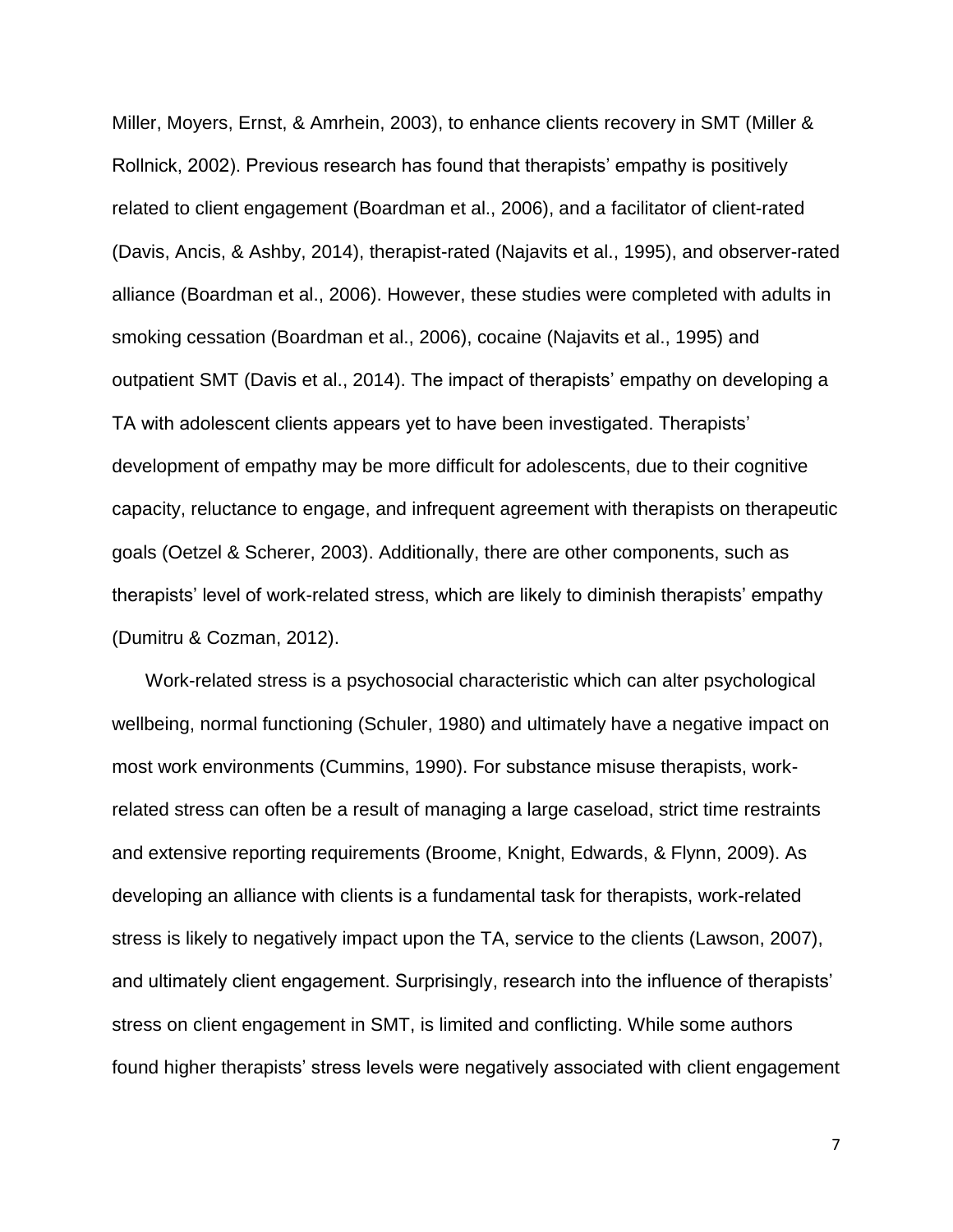Miller, Moyers, Ernst, & Amrhein, 2003), to enhance clients recovery in SMT (Miller & Rollnick, 2002). Previous research has found that therapists' empathy is positively related to client engagement (Boardman et al., 2006), and a facilitator of client-rated (Davis, Ancis, & Ashby, 2014), therapist-rated (Najavits et al., 1995), and observer-rated alliance (Boardman et al., 2006). However, these studies were completed with adults in smoking cessation (Boardman et al., 2006), cocaine (Najavits et al., 1995) and outpatient SMT (Davis et al., 2014). The impact of therapists' empathy on developing a TA with adolescent clients appears yet to have been investigated. Therapists' development of empathy may be more difficult for adolescents, due to their cognitive capacity, reluctance to engage, and infrequent agreement with therapists on therapeutic goals (Oetzel & Scherer, 2003). Additionally, there are other components, such as therapists' level of work-related stress, which are likely to diminish therapists' empathy (Dumitru & Cozman, 2012).

Work-related stress is a psychosocial characteristic which can alter psychological wellbeing, normal functioning (Schuler, 1980) and ultimately have a negative impact on most work environments (Cummins, 1990). For substance misuse therapists, work-related stress can often be a result of managing a large caseload, strict time restraints and extensive reporting requirements (Broome, Knight, Edwards, & Flynn, 2009). As developing an alliance with clients is a fundamental task for therapists, work-related stress is likely to negatively impact upon the TA, service to the clients (Lawson, 2007), and ultimately client engagement. Surprisingly, research into the influence of therapists' stress on client engagement in SMT, is limited and conflicting. While some authors found higher therapists' stress levels were negatively associated with client engagement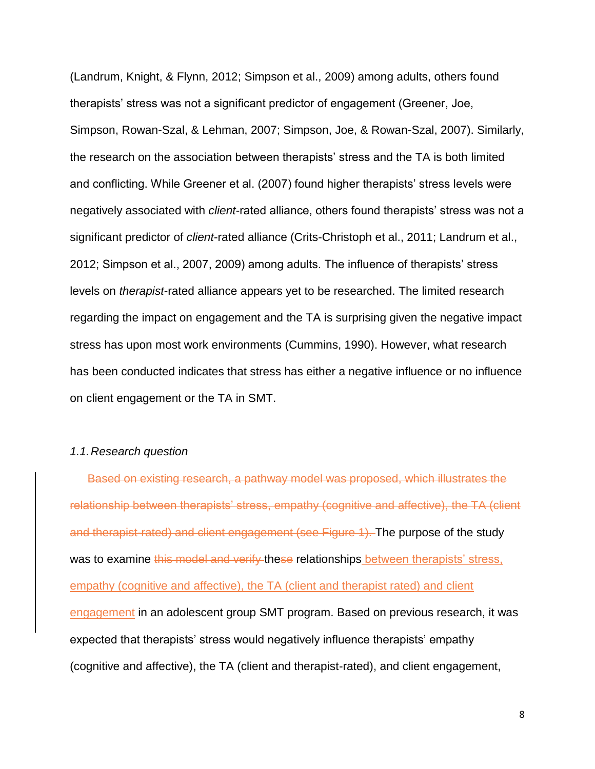(Landrum, Knight, & Flynn, 2012; Simpson et al., 2009) among adults, others found therapists' stress was not a significant predictor of engagement (Greener, Joe, Simpson, Rowan-Szal, & Lehman, 2007; Simpson, Joe, & Rowan-Szal, 2007). Similarly, the research on the association between therapists' stress and the TA is both limited and conflicting. While Greener et al. (2007) found higher therapists' stress levels were negatively associated with *client*-rated alliance, others found therapists' stress was not a significant predictor of *client*-rated alliance (Crits-Christoph et al., 2011; Landrum et al., 2012; Simpson et al., 2007, 2009) among adults. The influence of therapists' stress levels on *therapist*-rated alliance appears yet to be researched. The limited research regarding the impact on engagement and the TA is surprising given the negative impact stress has upon most work environments (Cummins, 1990). However, what research has been conducted indicates that stress has either a negative influence or no influence on client engagement or the TA in SMT.

### *1.1. Research question*

~~Based on existing research, a pathway model was proposed, which illustrates the relationship between therapists' stress, empathy (cognitive and affective), the TA (client and therapist-rated) and client engagement (see Figure 1).~~ The purpose of the study was to examine ~~this model and verify~~ the~~se~~ relationships between therapists' stress, empathy (cognitive and affective), the TA (client and therapist rated) and client engagement in an adolescent group SMT program. Based on previous research, it was expected that therapists' stress would negatively influence therapists' empathy (cognitive and affective), the TA (client and therapist-rated), and client engagement,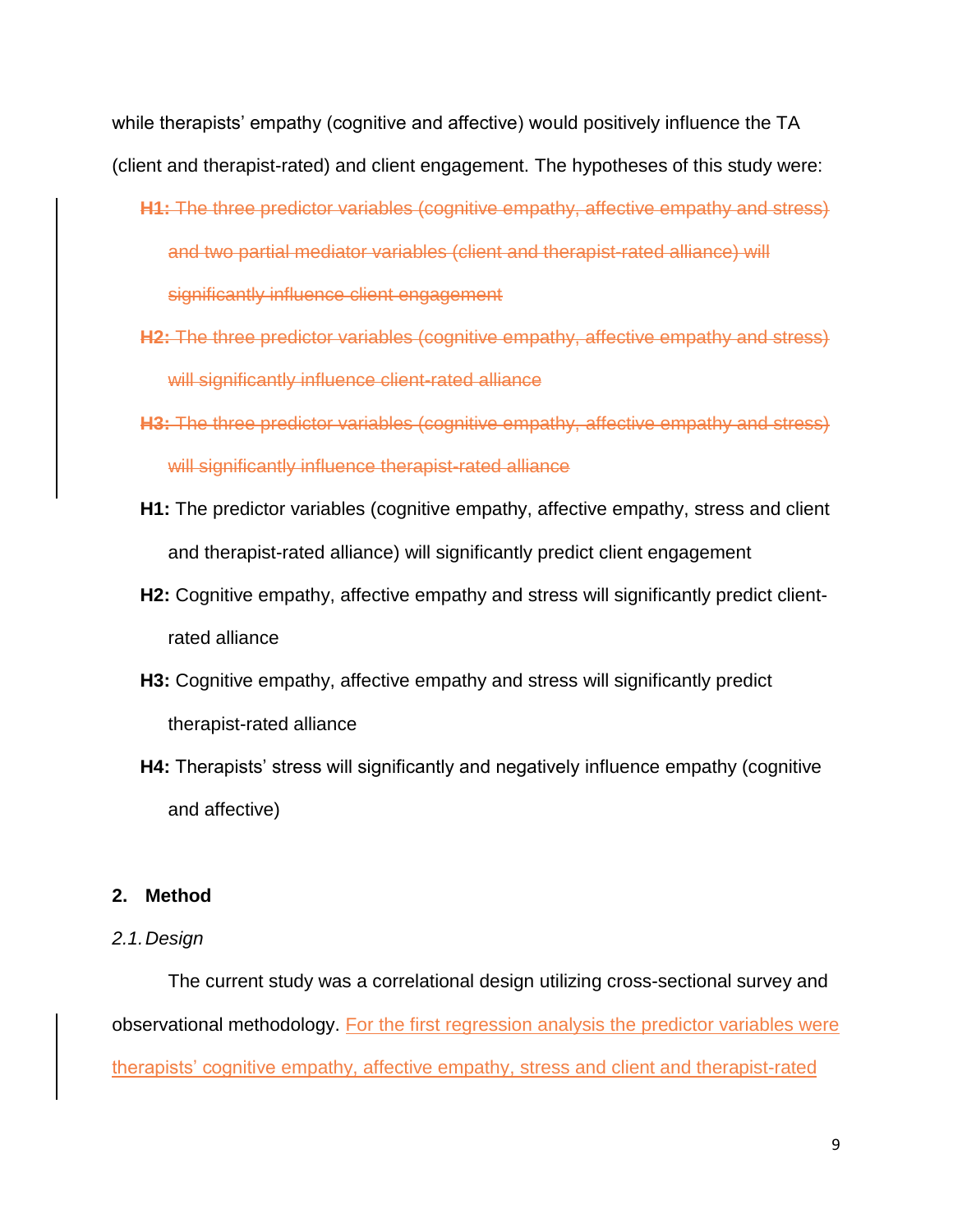while therapists' empathy (cognitive and affective) would positively influence the TA (client and therapist-rated) and client engagement. The hypotheses of this study were:

~~**H1:** The three predictor variables (cognitive empathy, affective empathy and stress) and two partial mediator variables (client and therapist-rated alliance) will significantly influence client engagement~~

~~**H2:** The three predictor variables (cognitive empathy, affective empathy and stress) will significantly influence client-rated alliance~~

~~**H3:** The three predictor variables (cognitive empathy, affective empathy and stress) will significantly influence therapist-rated alliance~~

**H1:** The predictor variables (cognitive empathy, affective empathy, stress and client and therapist-rated alliance) will significantly predict client engagement

**H2:** Cognitive empathy, affective empathy and stress will significantly predict client-rated alliance

**H3:** Cognitive empathy, affective empathy and stress will significantly predict therapist-rated alliance

**H4:** Therapists' stress will significantly and negatively influence empathy (cognitive and affective)

## 2. Method

### *2.1. Design*

The current study was a correlational design utilizing cross-sectional survey and observational methodology. For the first regression analysis the predictor variables were therapists' cognitive empathy, affective empathy, stress and client and therapist-rated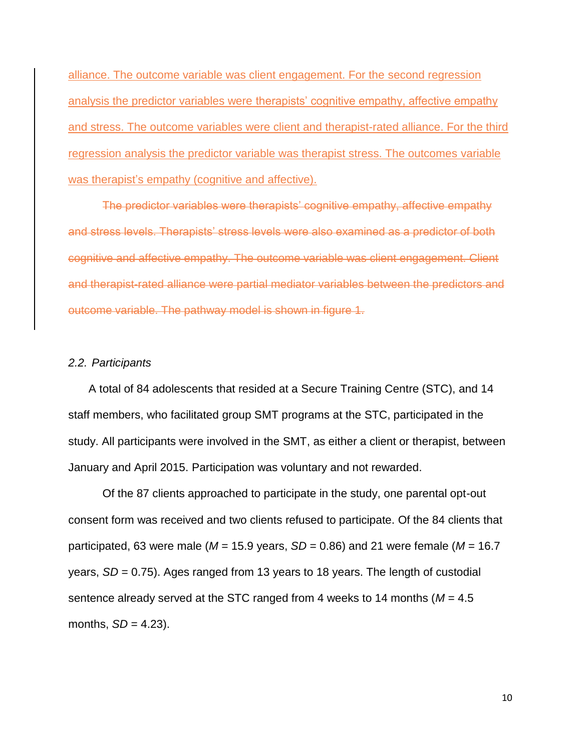alliance. The outcome variable was client engagement. For the second regression analysis the predictor variables were therapists' cognitive empathy, affective empathy and stress. The outcome variables were client and therapist-rated alliance. For the third regression analysis the predictor variable was therapist stress. The outcomes variable was therapist's empathy (cognitive and affective).

~~The predictor variables were therapists' cognitive empathy, affective empathy and stress levels. Therapists' stress levels were also examined as a predictor of both cognitive and affective empathy. The outcome variable was client engagement. Client and therapist-rated alliance were partial mediator variables between the predictors and outcome variable. The pathway model is shown in figure 1.~~

### *2.2. Participants*

A total of 84 adolescents that resided at a Secure Training Centre (STC), and 14 staff members, who facilitated group SMT programs at the STC, participated in the study. All participants were involved in the SMT, as either a client or therapist, between January and April 2015. Participation was voluntary and not rewarded.

Of the 87 clients approached to participate in the study, one parental opt-out consent form was received and two clients refused to participate. Of the 84 clients that participated, 63 were male ($M$ = 15.9 years, $SD$ = 0.86) and 21 were female ($M$ = 16.7 years, $SD$ = 0.75). Ages ranged from 13 years to 18 years. The length of custodial sentence already served at the STC ranged from 4 weeks to 14 months ($M$ = 4.5 months, $SD$ = 4.23).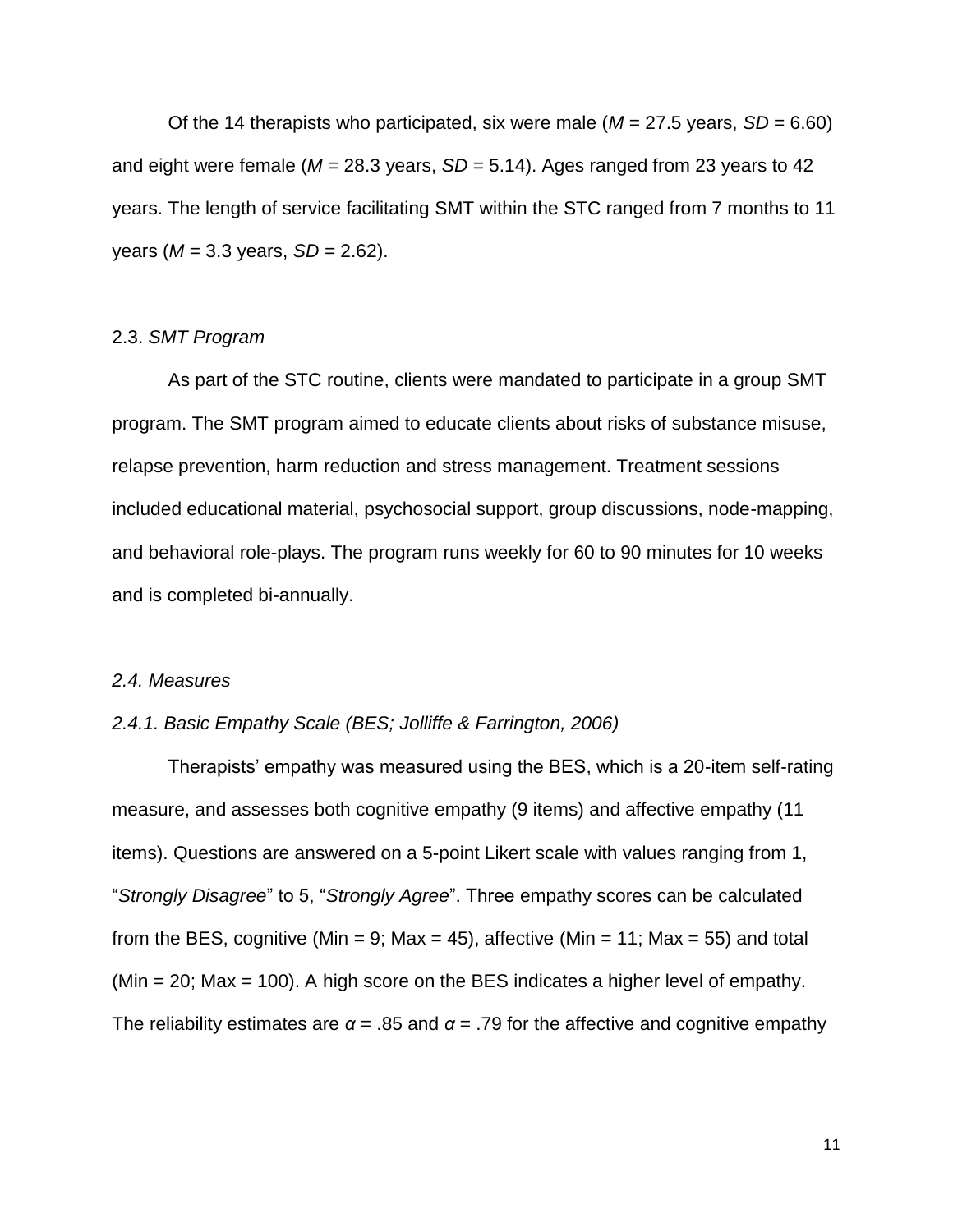Of the 14 therapists who participated, six were male ($M$ = 27.5 years, $SD$ = 6.60) and eight were female ($M$ = 28.3 years, $SD$ = 5.14). Ages ranged from 23 years to 42 years. The length of service facilitating SMT within the STC ranged from 7 months to 11 years ($M$ = 3.3 years, $SD$ = 2.62).

### 2.3. *SMT Program*

As part of the STC routine, clients were mandated to participate in a group SMT program. The SMT program aimed to educate clients about risks of substance misuse, relapse prevention, harm reduction and stress management. Treatment sessions included educational material, psychosocial support, group discussions, node-mapping, and behavioral role-plays. The program runs weekly for 60 to 90 minutes for 10 weeks and is completed bi-annually.

### *2.4. Measures*

#### *2.4.1. Basic Empathy Scale (BES; Jolliffe & Farrington, 2006)*

Therapists' empathy was measured using the BES, which is a 20-item self-rating measure, and assesses both cognitive empathy (9 items) and affective empathy (11 items). Questions are answered on a 5-point Likert scale with values ranging from 1, "*Strongly Disagree*" to 5, "*Strongly Agree*". Three empathy scores can be calculated from the BES, cognitive (Min = 9; Max = 45), affective (Min = 11; Max = 55) and total (Min = 20; Max = 100). A high score on the BES indicates a higher level of empathy. The reliability estimates are $\alpha$ = .85 and $\alpha$ = .79 for the affective and cognitive empathy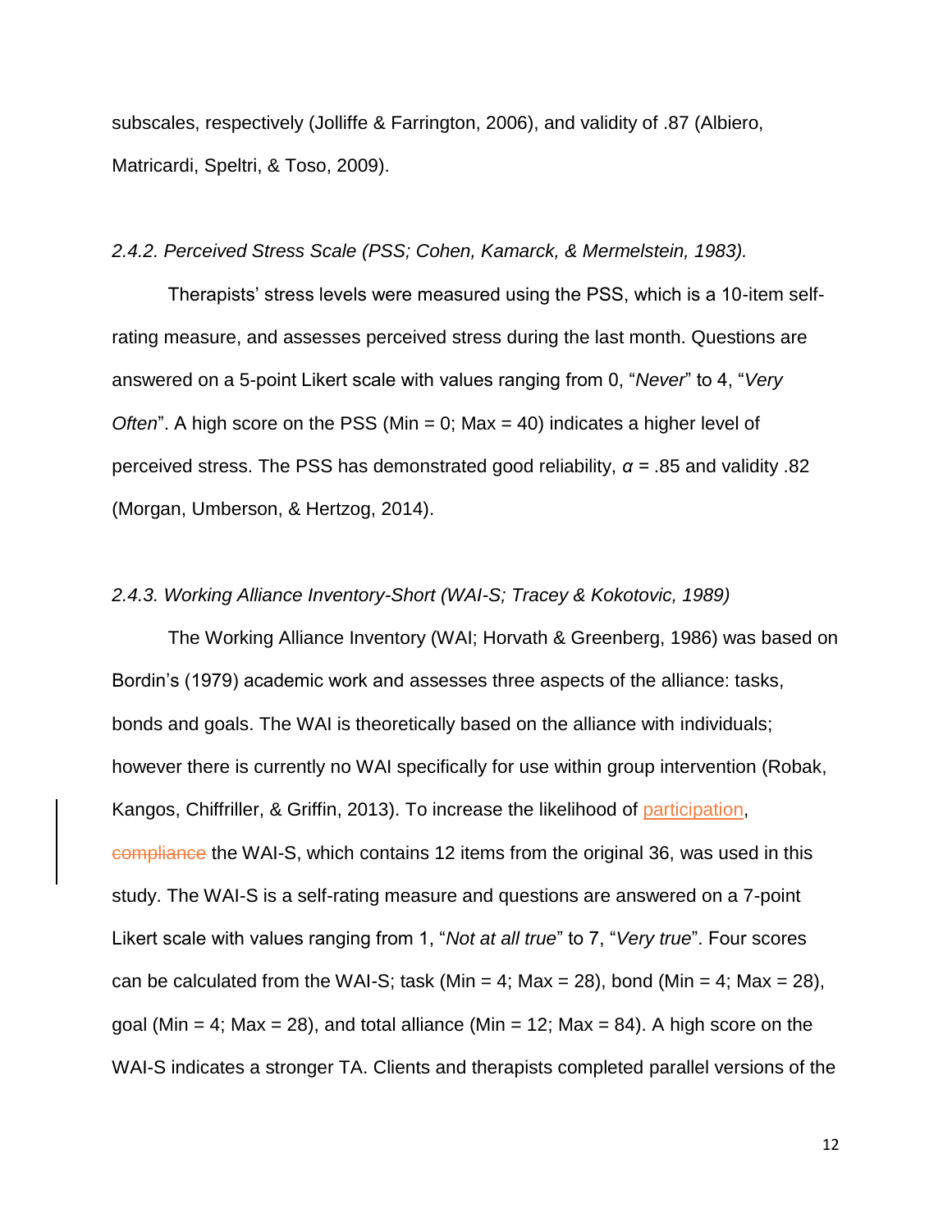subscales, respectively (Jolliffe & Farrington, 2006), and validity of .87 (Albiero, Matricardi, Speltri, & Toso, 2009).

*2.4.2. Perceived Stress Scale (PSS; Cohen, Kamarck, & Mermelstein, 1983).*

Therapists' stress levels were measured using the PSS, which is a 10-item self-rating measure, and assesses perceived stress during the last month. Questions are answered on a 5-point Likert scale with values ranging from 0, "*Never*" to 4, "*Very Often*". A high score on the PSS (Min = 0; Max = 40) indicates a higher level of perceived stress. The PSS has demonstrated good reliability, $\alpha$ = .85 and validity .82 (Morgan, Umberson, & Hertzog, 2014).

*2.4.3. Working Alliance Inventory-Short (WAI-S; Tracey & Kokotovic, 1989)*

The Working Alliance Inventory (WAI; Horvath & Greenberg, 1986) was based on Bordin's (1979) academic work and assesses three aspects of the alliance: tasks, bonds and goals. The WAI is theoretically based on the alliance with individuals; however there is currently no WAI specifically for use within group intervention (Robak, Kangos, Chiffriller, & Griffin, 2013). To increase the likelihood of participation, ~~compliance~~ the WAI-S, which contains 12 items from the original 36, was used in this study. The WAI-S is a self-rating measure and questions are answered on a 7-point Likert scale with values ranging from 1, "*Not at all true*" to 7, "*Very true*". Four scores can be calculated from the WAI-S; task (Min = 4; Max = 28), bond (Min = 4; Max = 28), goal (Min = 4; Max = 28), and total alliance (Min = 12; Max = 84). A high score on the WAI-S indicates a stronger TA. Clients and therapists completed parallel versions of the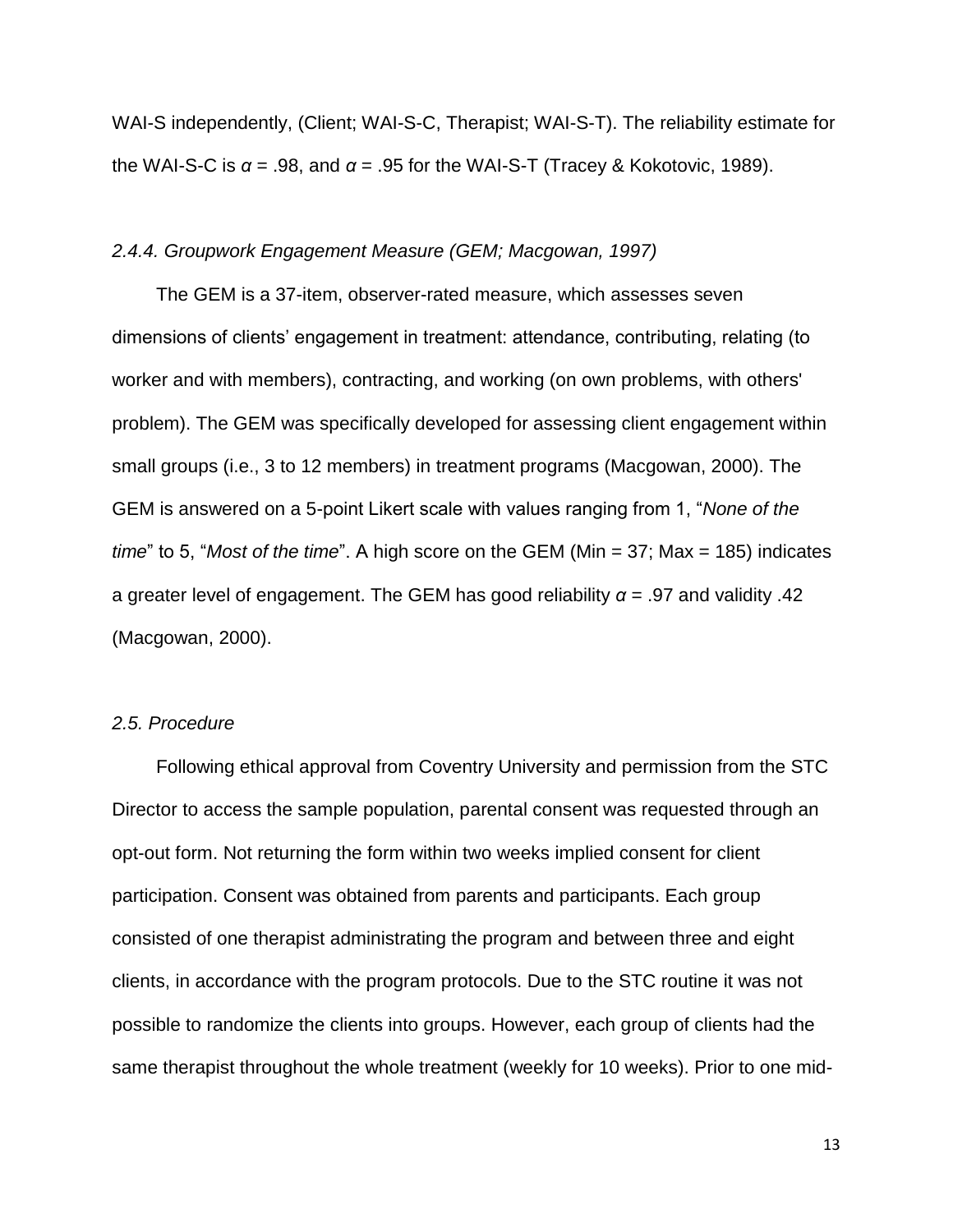WAI-S independently, (Client; WAI-S-C, Therapist; WAI-S-T). The reliability estimate for the WAI-S-C is $\alpha$ = .98, and $\alpha$ = .95 for the WAI-S-T (Tracey & Kokotovic, 1989).

### *2.4.4. Groupwork Engagement Measure (GEM; Macgowan, 1997)*

The GEM is a 37-item, observer-rated measure, which assesses seven dimensions of clients' engagement in treatment: attendance, contributing, relating (to worker and with members), contracting, and working (on own problems, with others' problem). The GEM was specifically developed for assessing client engagement within small groups (i.e., 3 to 12 members) in treatment programs (Macgowan, 2000). The GEM is answered on a 5-point Likert scale with values ranging from 1, "*None of the time*" to 5, "*Most of the time*". A high score on the GEM (Min = 37; Max = 185) indicates a greater level of engagement. The GEM has good reliability $\alpha$ = .97 and validity .42 (Macgowan, 2000).

### *2.5. Procedure*

Following ethical approval from Coventry University and permission from the STC Director to access the sample population, parental consent was requested through an opt-out form. Not returning the form within two weeks implied consent for client participation. Consent was obtained from parents and participants. Each group consisted of one therapist administrating the program and between three and eight clients, in accordance with the program protocols. Due to the STC routine it was not possible to randomize the clients into groups. However, each group of clients had the same therapist throughout the whole treatment (weekly for 10 weeks). Prior to one mid-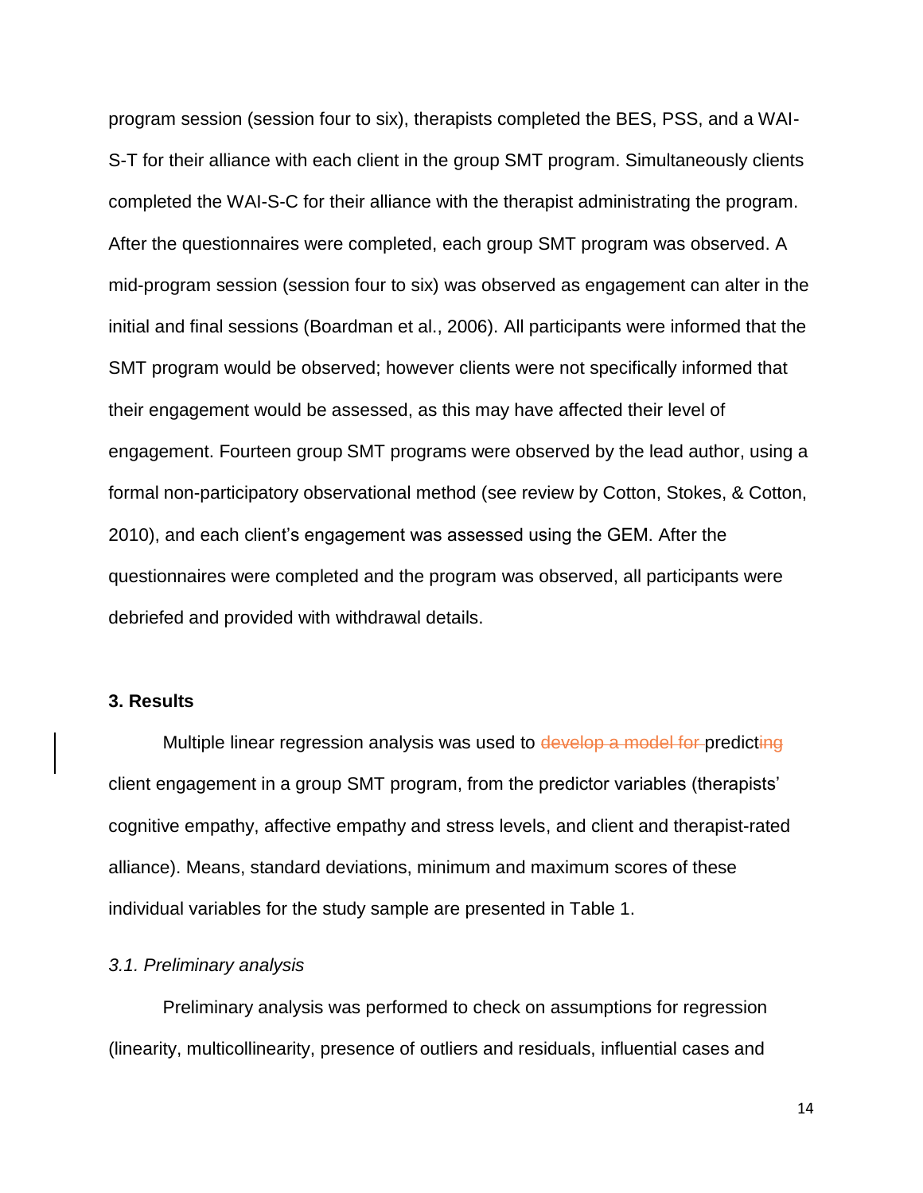program session (session four to six), therapists completed the BES, PSS, and a WAI-S-T for their alliance with each client in the group SMT program. Simultaneously clients completed the WAI-S-C for their alliance with the therapist administrating the program. After the questionnaires were completed, each group SMT program was observed. A mid-program session (session four to six) was observed as engagement can alter in the initial and final sessions (Boardman et al., 2006). All participants were informed that the SMT program would be observed; however clients were not specifically informed that their engagement would be assessed, as this may have affected their level of engagement. Fourteen group SMT programs were observed by the lead author, using a formal non-participatory observational method (see review by Cotton, Stokes, & Cotton, 2010), and each client's engagement was assessed using the GEM. After the questionnaires were completed and the program was observed, all participants were debriefed and provided with withdrawal details.

## 3. Results

Multiple linear regression analysis was used to ~~develop a model for~~ predict~~ing~~ client engagement in a group SMT program, from the predictor variables (therapists' cognitive empathy, affective empathy and stress levels, and client and therapist-rated alliance). Means, standard deviations, minimum and maximum scores of these individual variables for the study sample are presented in Table 1.

### *3.1. Preliminary analysis*

Preliminary analysis was performed to check on assumptions for regression (linearity, multicollinearity, presence of outliers and residuals, influential cases and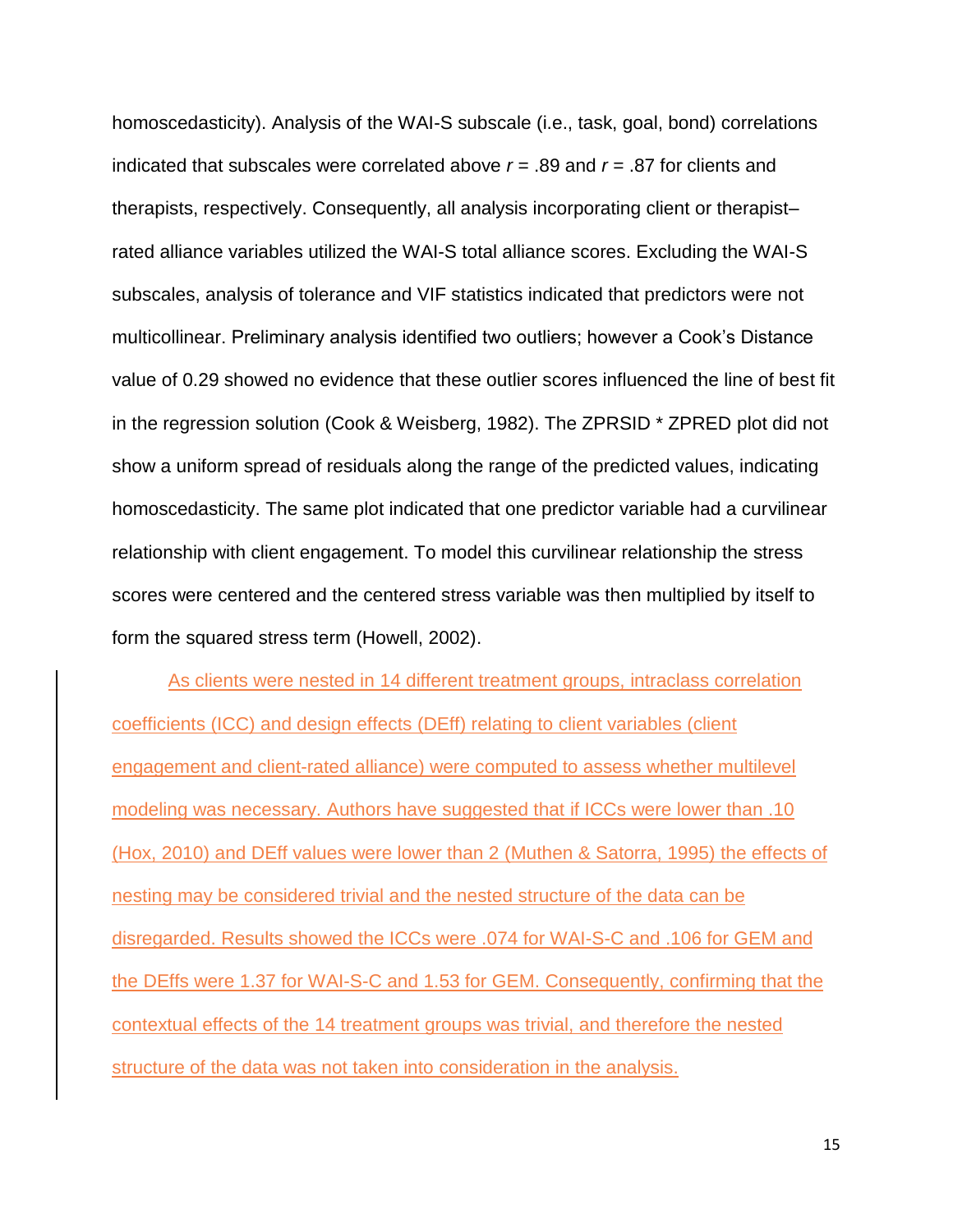homoscedasticity). Analysis of the WAI-S subscale (i.e., task, goal, bond) correlations indicated that subscales were correlated above $r = .89$ and $r = .87$ for clients and therapists, respectively. Consequently, all analysis incorporating client or therapist–rated alliance variables utilized the WAI-S total alliance scores. Excluding the WAI-S subscales, analysis of tolerance and VIF statistics indicated that predictors were not multicollinear. Preliminary analysis identified two outliers; however a Cook's Distance value of 0.29 showed no evidence that these outlier scores influenced the line of best fit in the regression solution (Cook & Weisberg, 1982). The ZPRSID * ZPRED plot did not show a uniform spread of residuals along the range of the predicted values, indicating homoscedasticity. The same plot indicated that one predictor variable had a curvilinear relationship with client engagement. To model this curvilinear relationship the stress scores were centered and the centered stress variable was then multiplied by itself to form the squared stress term (Howell, 2002).

As clients were nested in 14 different treatment groups, intraclass correlation coefficients (ICC) and design effects (DEff) relating to client variables (client engagement and client-rated alliance) were computed to assess whether multilevel modeling was necessary. Authors have suggested that if ICCs were lower than .10 (Hox, 2010) and DEff values were lower than 2 (Muthen & Satorra, 1995) the effects of nesting may be considered trivial and the nested structure of the data can be disregarded. Results showed the ICCs were .074 for WAI-S-C and .106 for GEM and the DEffs were 1.37 for WAI-S-C and 1.53 for GEM. Consequently, confirming that the contextual effects of the 14 treatment groups was trivial, and therefore the nested structure of the data was not taken into consideration in the analysis.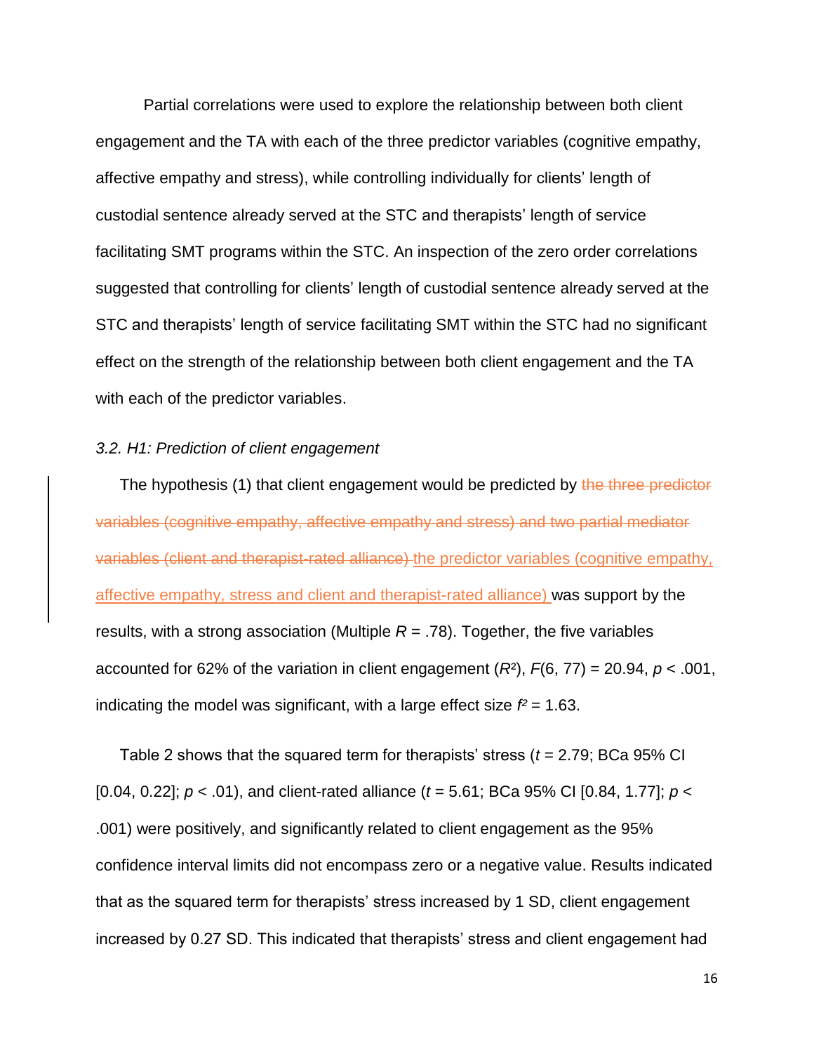Partial correlations were used to explore the relationship between both client engagement and the TA with each of the three predictor variables (cognitive empathy, affective empathy and stress), while controlling individually for clients' length of custodial sentence already served at the STC and therapists' length of service facilitating SMT programs within the STC. An inspection of the zero order correlations suggested that controlling for clients' length of custodial sentence already served at the STC and therapists' length of service facilitating SMT within the STC had no significant effect on the strength of the relationship between both client engagement and the TA with each of the predictor variables.

*3.2. H1: Prediction of client engagement*

The hypothesis (1) that client engagement would be predicted by ~~the three predictor variables (cognitive empathy, affective empathy and stress) and two partial mediator variables (client and therapist-rated alliance)~~ the predictor variables (cognitive empathy, affective empathy, stress and client and therapist-rated alliance) was support by the results, with a strong association (Multiple $R$ = .78). Together, the five variables accounted for 62% of the variation in client engagement ($R^2$), $F(6, 77) = 20.94$, $p < .001$, indicating the model was significant, with a large effect size $f^2 = 1.63$.

Table 2 shows that the squared term for therapists' stress ($t$ = 2.79; BCa 95% CI [0.04, 0.22]; $p < .01$), and client-rated alliance ($t$ = 5.61; BCa 95% CI [0.84, 1.77]; $p < .001$) were positively, and significantly related to client engagement as the 95% confidence interval limits did not encompass zero or a negative value. Results indicated that as the squared term for therapists' stress increased by 1 SD, client engagement increased by 0.27 SD. This indicated that therapists' stress and client engagement had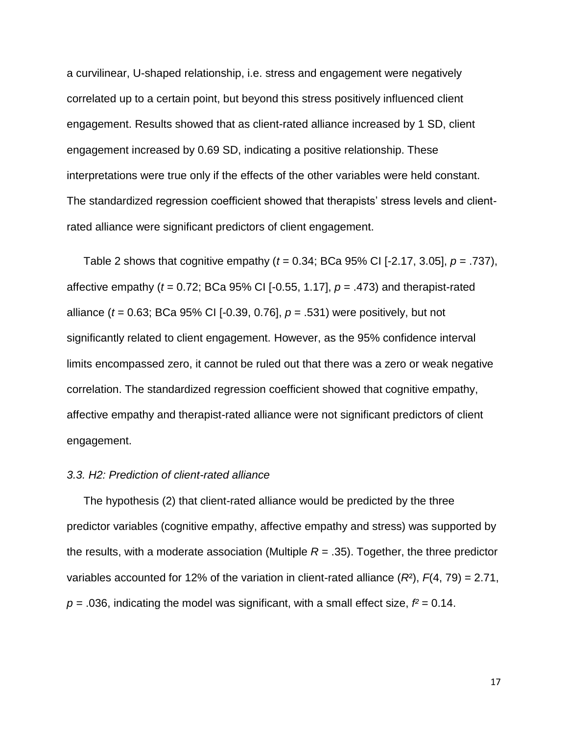a curvilinear, U-shaped relationship, i.e. stress and engagement were negatively correlated up to a certain point, but beyond this stress positively influenced client engagement. Results showed that as client-rated alliance increased by 1 SD, client engagement increased by 0.69 SD, indicating a positive relationship. These interpretations were true only if the effects of the other variables were held constant. The standardized regression coefficient showed that therapists' stress levels and client-rated alliance were significant predictors of client engagement.

Table 2 shows that cognitive empathy ($t$ = 0.34; BCa 95% CI [-2.17, 3.05], $p$ = .737), affective empathy ($t$ = 0.72; BCa 95% CI [-0.55, 1.17], $p$ = .473) and therapist-rated alliance ($t$ = 0.63; BCa 95% CI [-0.39, 0.76], $p$ = .531) were positively, but not significantly related to client engagement. However, as the 95% confidence interval limits encompassed zero, it cannot be ruled out that there was a zero or weak negative correlation. The standardized regression coefficient showed that cognitive empathy, affective empathy and therapist-rated alliance were not significant predictors of client engagement.

### *3.3. H2: Prediction of client-rated alliance*

The hypothesis (2) that client-rated alliance would be predicted by the three predictor variables (cognitive empathy, affective empathy and stress) was supported by the results, with a moderate association (Multiple $R$ = .35). Together, the three predictor variables accounted for 12% of the variation in client-rated alliance ($R^2$), $F(4, 79)$ = 2.71, $p$ = .036, indicating the model was significant, with a small effect size, $f^2$ = 0.14.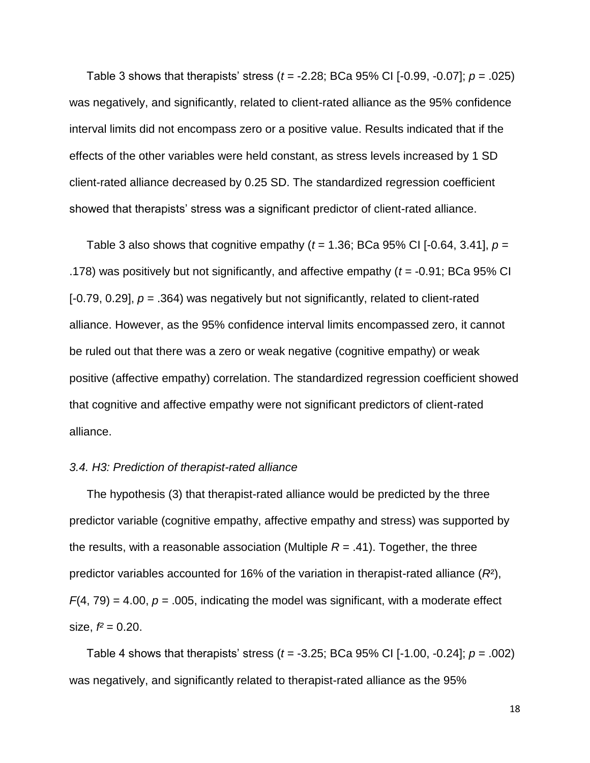Table 3 shows that therapists' stress ($t$ = -2.28; BCa 95% CI [-0.99, -0.07]; $p$ = .025) was negatively, and significantly, related to client-rated alliance as the 95% confidence interval limits did not encompass zero or a positive value. Results indicated that if the effects of the other variables were held constant, as stress levels increased by 1 SD client-rated alliance decreased by 0.25 SD. The standardized regression coefficient showed that therapists' stress was a significant predictor of client-rated alliance.

Table 3 also shows that cognitive empathy ($t$ = 1.36; BCa 95% CI [-0.64, 3.41], $p$ = .178) was positively but not significantly, and affective empathy ($t$ = -0.91; BCa 95% CI [-0.79, 0.29], $p$ = .364) was negatively but not significantly, related to client-rated alliance. However, as the 95% confidence interval limits encompassed zero, it cannot be ruled out that there was a zero or weak negative (cognitive empathy) or weak positive (affective empathy) correlation. The standardized regression coefficient showed that cognitive and affective empathy were not significant predictors of client-rated alliance.

### *3.4. H3: Prediction of therapist-rated alliance*

The hypothesis (3) that therapist-rated alliance would be predicted by the three predictor variable (cognitive empathy, affective empathy and stress) was supported by the results, with a reasonable association (Multiple $R$ = .41). Together, the three predictor variables accounted for 16% of the variation in therapist-rated alliance ($R^2$), $F(4, 79)$ = 4.00, $p$ = .005, indicating the model was significant, with a moderate effect size, $f^2$ = 0.20.

Table 4 shows that therapists' stress ($t$ = -3.25; BCa 95% CI [-1.00, -0.24]; $p$ = .002) was negatively, and significantly related to therapist-rated alliance as the 95%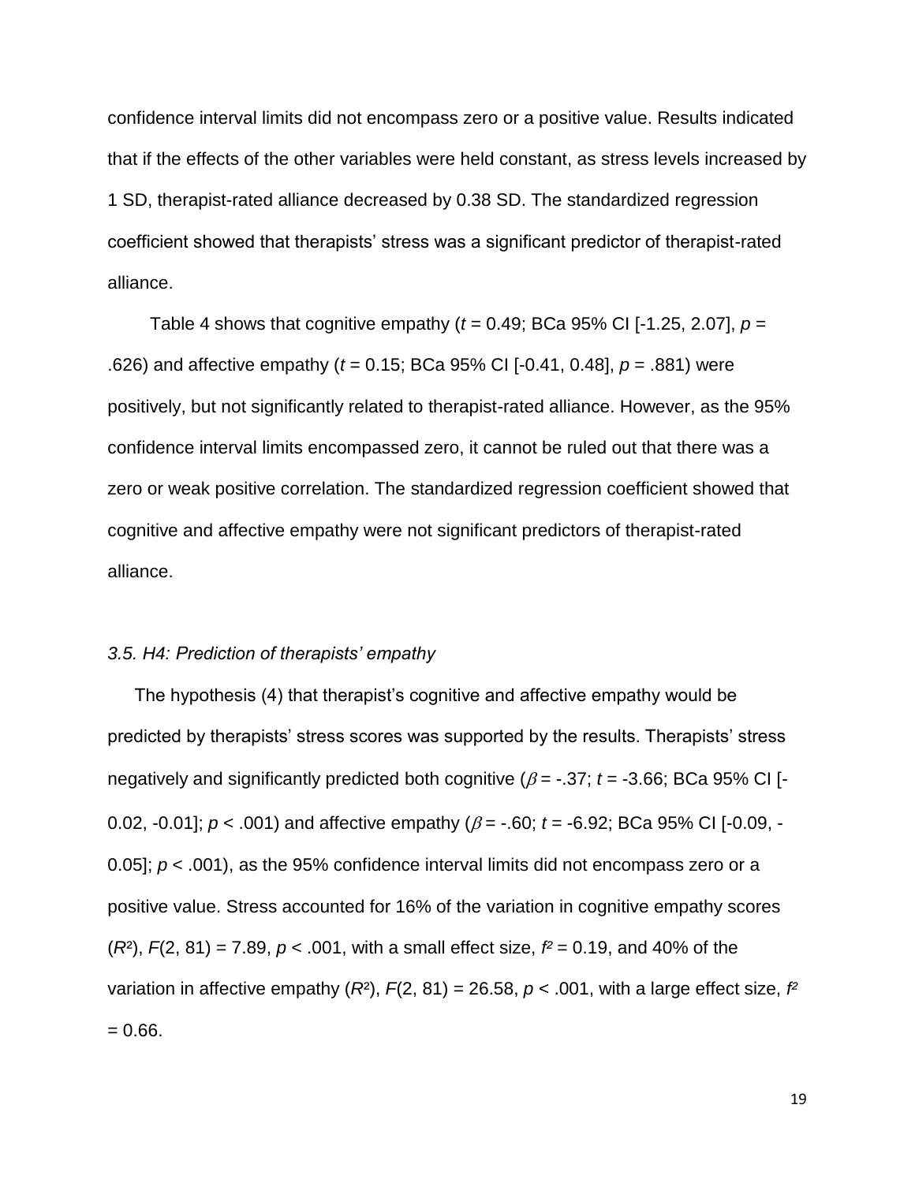confidence interval limits did not encompass zero or a positive value. Results indicated that if the effects of the other variables were held constant, as stress levels increased by 1 SD, therapist-rated alliance decreased by 0.38 SD. The standardized regression coefficient showed that therapists' stress was a significant predictor of therapist-rated alliance.

Table 4 shows that cognitive empathy ($t$ = 0.49; BCa 95% CI [-1.25, 2.07], $p$ = .626) and affective empathy ($t$ = 0.15; BCa 95% CI [-0.41, 0.48], $p$ = .881) were positively, but not significantly related to therapist-rated alliance. However, as the 95% confidence interval limits encompassed zero, it cannot be ruled out that there was a zero or weak positive correlation. The standardized regression coefficient showed that cognitive and affective empathy were not significant predictors of therapist-rated alliance.

### *3.5. H4: Prediction of therapists' empathy*

The hypothesis (4) that therapist's cognitive and affective empathy would be predicted by therapists' stress scores was supported by the results. Therapists' stress negatively and significantly predicted both cognitive ($\beta$ = -.37; $t$ = -3.66; BCa 95% CI [-0.02, -0.01]; $p$ < .001) and affective empathy ($\beta$ = -.60; $t$ = -6.92; BCa 95% CI [-0.09, -0.05]; $p$ < .001), as the 95% confidence interval limits did not encompass zero or a positive value. Stress accounted for 16% of the variation in cognitive empathy scores ($R^2$), $F(2, 81)$ = 7.89, $p$ < .001, with a small effect size, $f^2$ = 0.19, and 40% of the variation in affective empathy ($R^2$), $F(2, 81)$ = 26.58, $p$ < .001, with a large effect size, $f^2$ = 0.66.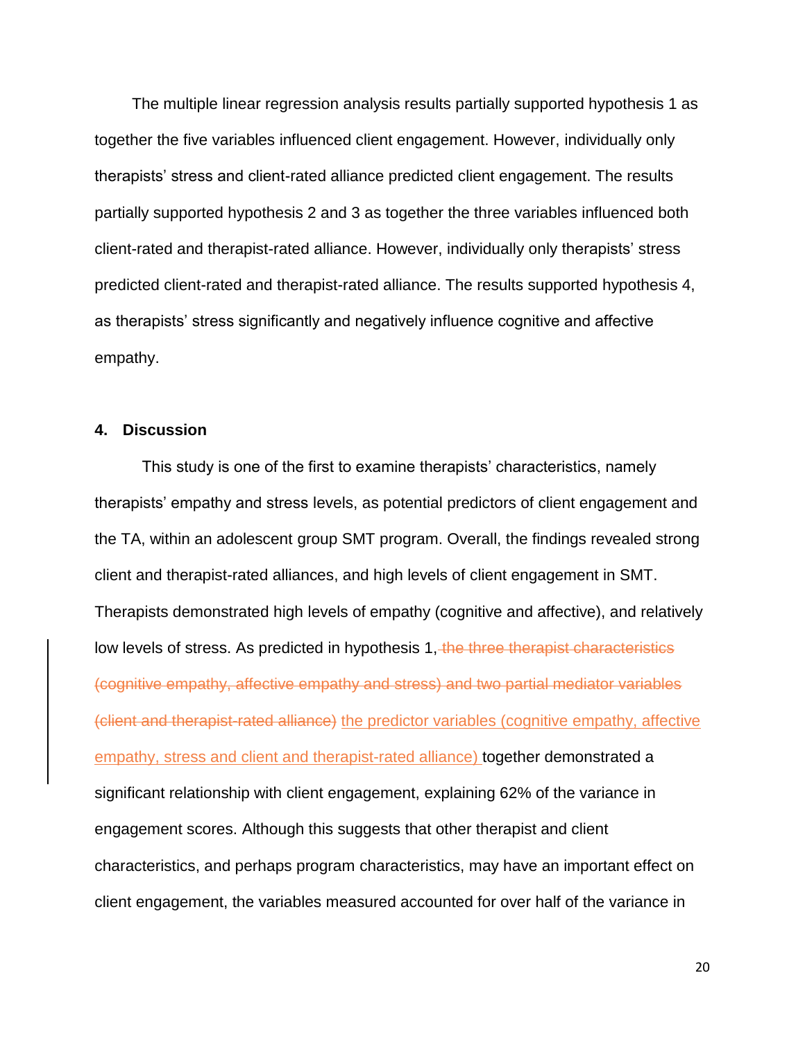The multiple linear regression analysis results partially supported hypothesis 1 as together the five variables influenced client engagement. However, individually only therapists' stress and client-rated alliance predicted client engagement. The results partially supported hypothesis 2 and 3 as together the three variables influenced both client-rated and therapist-rated alliance. However, individually only therapists' stress predicted client-rated and therapist-rated alliance. The results supported hypothesis 4, as therapists' stress significantly and negatively influence cognitive and affective empathy.

## 4. Discussion

This study is one of the first to examine therapists' characteristics, namely therapists' empathy and stress levels, as potential predictors of client engagement and the TA, within an adolescent group SMT program. Overall, the findings revealed strong client and therapist-rated alliances, and high levels of client engagement in SMT. Therapists demonstrated high levels of empathy (cognitive and affective), and relatively low levels of stress. As predicted in hypothesis 1, ~~the three therapist characteristics (cognitive empathy, affective empathy and stress) and two partial mediator variables (client and therapist-rated alliance)~~ the predictor variables (cognitive empathy, affective empathy, stress and client and therapist-rated alliance) together demonstrated a significant relationship with client engagement, explaining 62% of the variance in engagement scores. Although this suggests that other therapist and client characteristics, and perhaps program characteristics, may have an important effect on client engagement, the variables measured accounted for over half of the variance in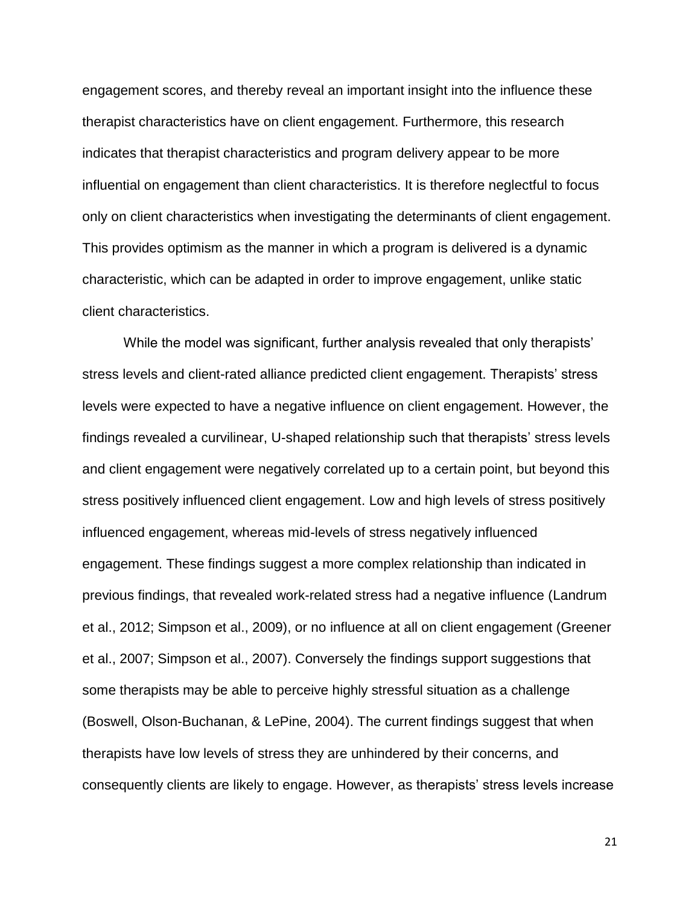engagement scores, and thereby reveal an important insight into the influence these therapist characteristics have on client engagement. Furthermore, this research indicates that therapist characteristics and program delivery appear to be more influential on engagement than client characteristics. It is therefore neglectful to focus only on client characteristics when investigating the determinants of client engagement. This provides optimism as the manner in which a program is delivered is a dynamic characteristic, which can be adapted in order to improve engagement, unlike static client characteristics.

While the model was significant, further analysis revealed that only therapists' stress levels and client-rated alliance predicted client engagement. Therapists' stress levels were expected to have a negative influence on client engagement. However, the findings revealed a curvilinear, U-shaped relationship such that therapists' stress levels and client engagement were negatively correlated up to a certain point, but beyond this stress positively influenced client engagement. Low and high levels of stress positively influenced engagement, whereas mid-levels of stress negatively influenced engagement. These findings suggest a more complex relationship than indicated in previous findings, that revealed work-related stress had a negative influence (Landrum et al., 2012; Simpson et al., 2009), or no influence at all on client engagement (Greener et al., 2007; Simpson et al., 2007). Conversely the findings support suggestions that some therapists may be able to perceive highly stressful situation as a challenge (Boswell, Olson-Buchanan, & LePine, 2004). The current findings suggest that when therapists have low levels of stress they are unhindered by their concerns, and consequently clients are likely to engage. However, as therapists' stress levels increase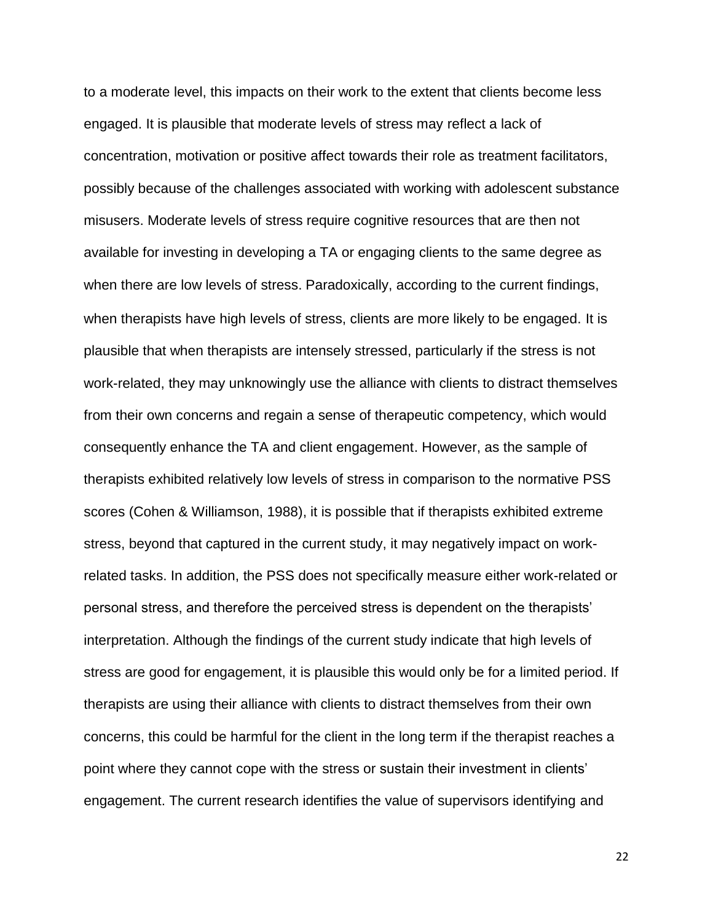to a moderate level, this impacts on their work to the extent that clients become less engaged. It is plausible that moderate levels of stress may reflect a lack of concentration, motivation or positive affect towards their role as treatment facilitators, possibly because of the challenges associated with working with adolescent substance misusers. Moderate levels of stress require cognitive resources that are then not available for investing in developing a TA or engaging clients to the same degree as when there are low levels of stress. Paradoxically, according to the current findings, when therapists have high levels of stress, clients are more likely to be engaged. It is plausible that when therapists are intensely stressed, particularly if the stress is not work-related, they may unknowingly use the alliance with clients to distract themselves from their own concerns and regain a sense of therapeutic competency, which would consequently enhance the TA and client engagement. However, as the sample of therapists exhibited relatively low levels of stress in comparison to the normative PSS scores (Cohen & Williamson, 1988), it is possible that if therapists exhibited extreme stress, beyond that captured in the current study, it may negatively impact on work-related tasks. In addition, the PSS does not specifically measure either work-related or personal stress, and therefore the perceived stress is dependent on the therapists' interpretation. Although the findings of the current study indicate that high levels of stress are good for engagement, it is plausible this would only be for a limited period. If therapists are using their alliance with clients to distract themselves from their own concerns, this could be harmful for the client in the long term if the therapist reaches a point where they cannot cope with the stress or sustain their investment in clients' engagement. The current research identifies the value of supervisors identifying and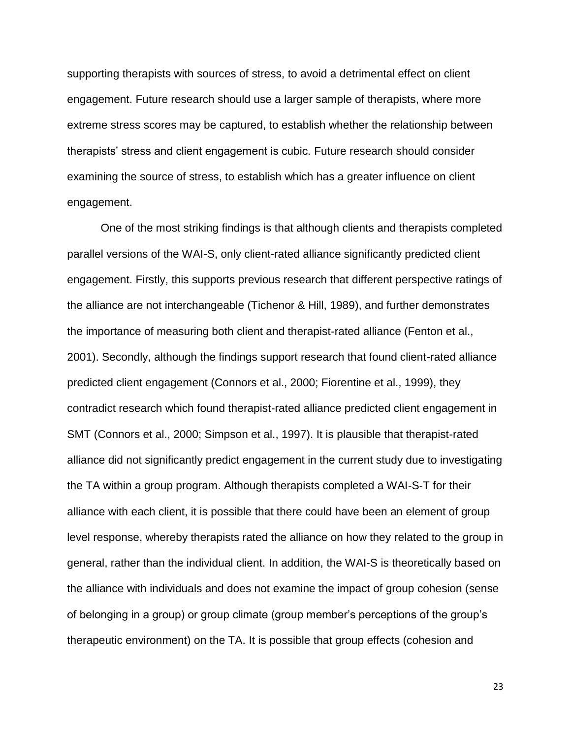supporting therapists with sources of stress, to avoid a detrimental effect on client engagement. Future research should use a larger sample of therapists, where more extreme stress scores may be captured, to establish whether the relationship between therapists' stress and client engagement is cubic. Future research should consider examining the source of stress, to establish which has a greater influence on client engagement.

One of the most striking findings is that although clients and therapists completed parallel versions of the WAI-S, only client-rated alliance significantly predicted client engagement. Firstly, this supports previous research that different perspective ratings of the alliance are not interchangeable (Tichenor & Hill, 1989), and further demonstrates the importance of measuring both client and therapist-rated alliance (Fenton et al., 2001). Secondly, although the findings support research that found client-rated alliance predicted client engagement (Connors et al., 2000; Fiorentine et al., 1999), they contradict research which found therapist-rated alliance predicted client engagement in SMT (Connors et al., 2000; Simpson et al., 1997). It is plausible that therapist-rated alliance did not significantly predict engagement in the current study due to investigating the TA within a group program. Although therapists completed a WAI-S-T for their alliance with each client, it is possible that there could have been an element of group level response, whereby therapists rated the alliance on how they related to the group in general, rather than the individual client. In addition, the WAI-S is theoretically based on the alliance with individuals and does not examine the impact of group cohesion (sense of belonging in a group) or group climate (group member's perceptions of the group's therapeutic environment) on the TA. It is possible that group effects (cohesion and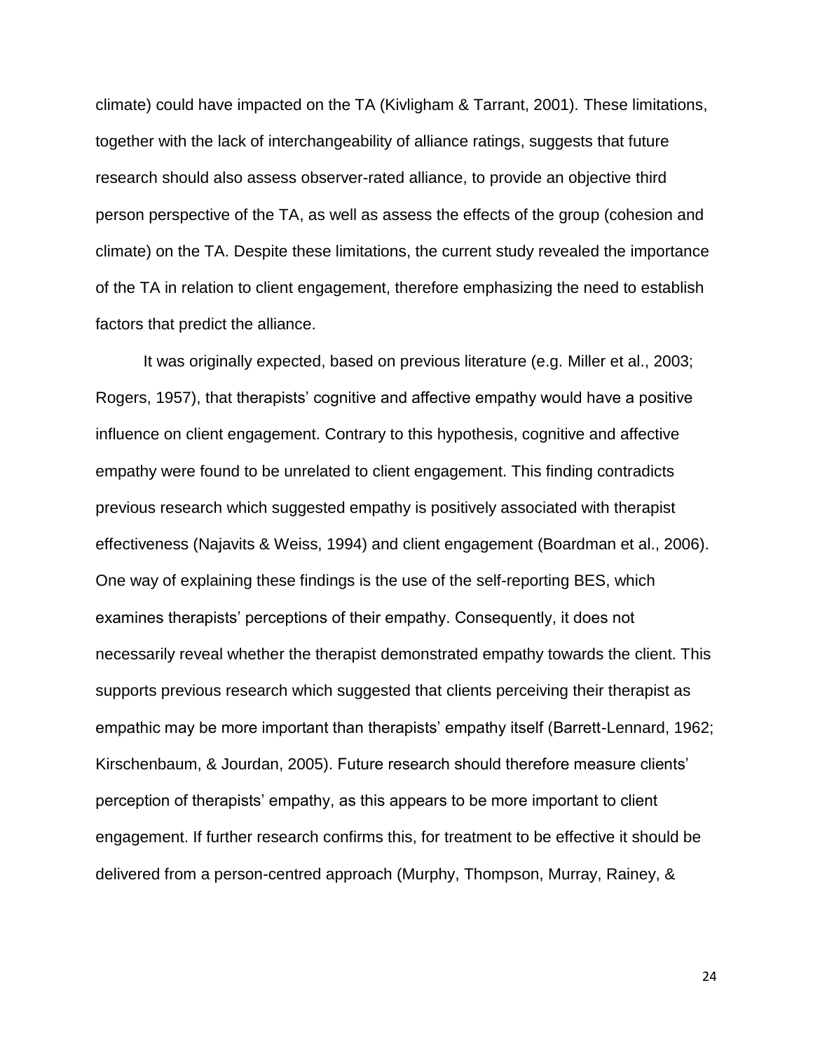climate) could have impacted on the TA (Kivligham & Tarrant, 2001). These limitations, together with the lack of interchangeability of alliance ratings, suggests that future research should also assess observer-rated alliance, to provide an objective third person perspective of the TA, as well as assess the effects of the group (cohesion and climate) on the TA. Despite these limitations, the current study revealed the importance of the TA in relation to client engagement, therefore emphasizing the need to establish factors that predict the alliance.

It was originally expected, based on previous literature (e.g. Miller et al., 2003; Rogers, 1957), that therapists' cognitive and affective empathy would have a positive influence on client engagement. Contrary to this hypothesis, cognitive and affective empathy were found to be unrelated to client engagement. This finding contradicts previous research which suggested empathy is positively associated with therapist effectiveness (Najavits & Weiss, 1994) and client engagement (Boardman et al., 2006). One way of explaining these findings is the use of the self-reporting BES, which examines therapists' perceptions of their empathy. Consequently, it does not necessarily reveal whether the therapist demonstrated empathy towards the client. This supports previous research which suggested that clients perceiving their therapist as empathic may be more important than therapists' empathy itself (Barrett-Lennard, 1962; Kirschenbaum, & Jourdan, 2005). Future research should therefore measure clients' perception of therapists' empathy, as this appears to be more important to client engagement. If further research confirms this, for treatment to be effective it should be delivered from a person-centred approach (Murphy, Thompson, Murray, Rainey, &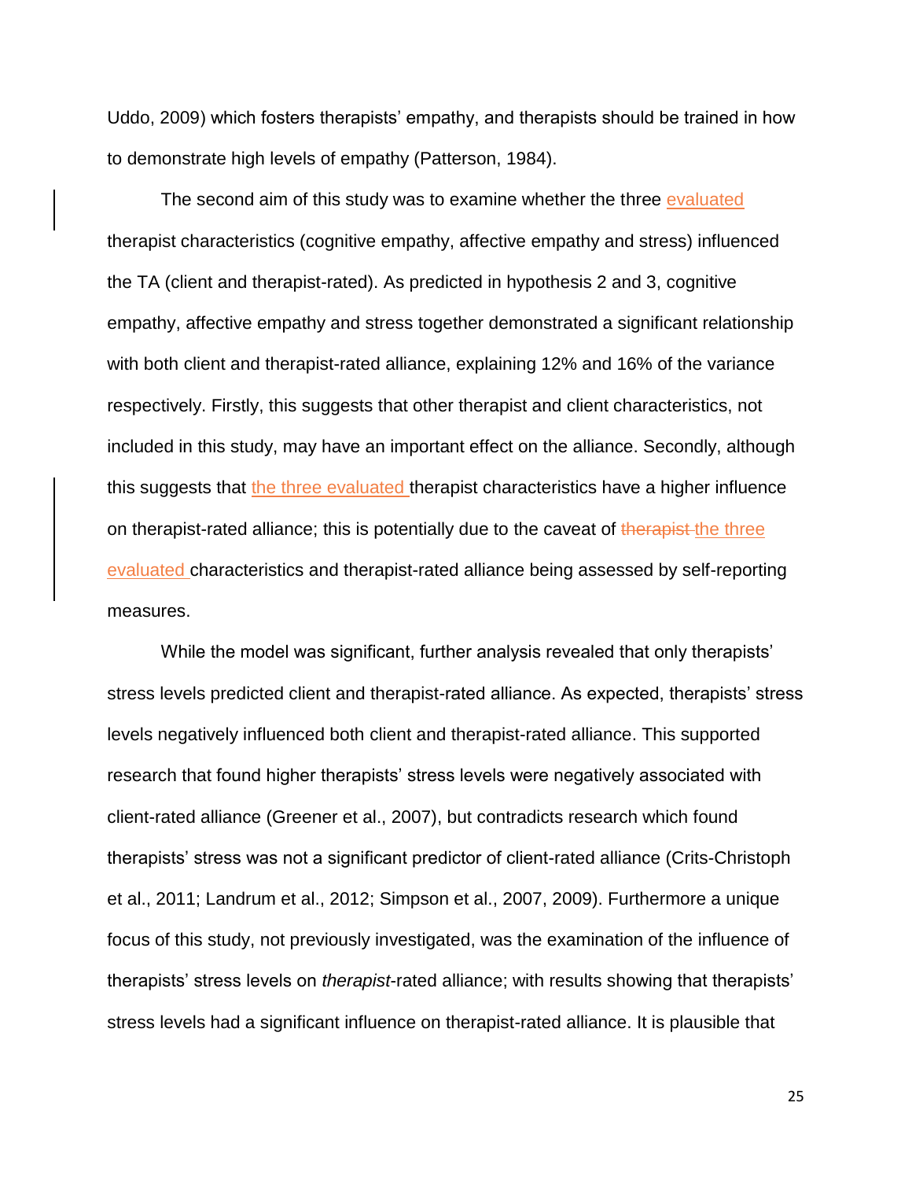Uddo, 2009) which fosters therapists' empathy, and therapists should be trained in how to demonstrate high levels of empathy (Patterson, 1984).

The second aim of this study was to examine whether the three evaluated therapist characteristics (cognitive empathy, affective empathy and stress) influenced the TA (client and therapist-rated). As predicted in hypothesis 2 and 3, cognitive empathy, affective empathy and stress together demonstrated a significant relationship with both client and therapist-rated alliance, explaining 12% and 16% of the variance respectively. Firstly, this suggests that other therapist and client characteristics, not included in this study, may have an important effect on the alliance. Secondly, although this suggests that the three evaluated therapist characteristics have a higher influence on therapist-rated alliance; this is potentially due to the caveat of ~~therapist~~ the three evaluated characteristics and therapist-rated alliance being assessed by self-reporting measures.

While the model was significant, further analysis revealed that only therapists' stress levels predicted client and therapist-rated alliance. As expected, therapists' stress levels negatively influenced both client and therapist-rated alliance. This supported research that found higher therapists' stress levels were negatively associated with client-rated alliance (Greener et al., 2007), but contradicts research which found therapists' stress was not a significant predictor of client-rated alliance (Crits-Christoph et al., 2011; Landrum et al., 2012; Simpson et al., 2007, 2009). Furthermore a unique focus of this study, not previously investigated, was the examination of the influence of therapists' stress levels on *therapist*-rated alliance; with results showing that therapists' stress levels had a significant influence on therapist-rated alliance. It is plausible that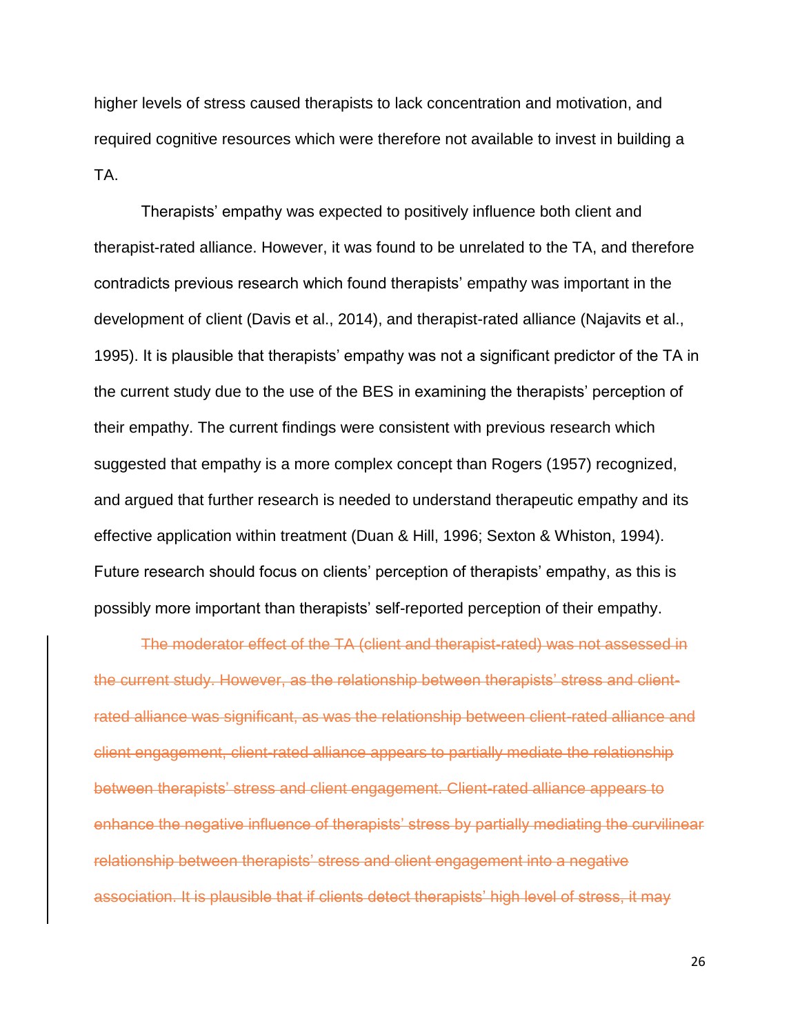higher levels of stress caused therapists to lack concentration and motivation, and required cognitive resources which were therefore not available to invest in building a TA.

Therapists' empathy was expected to positively influence both client and therapist-rated alliance. However, it was found to be unrelated to the TA, and therefore contradicts previous research which found therapists' empathy was important in the development of client (Davis et al., 2014), and therapist-rated alliance (Najavits et al., 1995). It is plausible that therapists' empathy was not a significant predictor of the TA in the current study due to the use of the BES in examining the therapists' perception of their empathy. The current findings were consistent with previous research which suggested that empathy is a more complex concept than Rogers (1957) recognized, and argued that further research is needed to understand therapeutic empathy and its effective application within treatment (Duan & Hill, 1996; Sexton & Whiston, 1994). Future research should focus on clients' perception of therapists' empathy, as this is possibly more important than therapists' self-reported perception of their empathy.

~~The moderator effect of the TA (client and therapist-rated) was not assessed in the current study. However, as the relationship between therapists' stress and client-rated alliance was significant, as was the relationship between client-rated alliance and client engagement, client-rated alliance appears to partially mediate the relationship between therapists' stress and client engagement. Client-rated alliance appears to enhance the negative influence of therapists' stress by partially mediating the curvilinear relationship between therapists' stress and client engagement into a negative association. It is plausible that if clients detect therapists' high level of stress, it may~~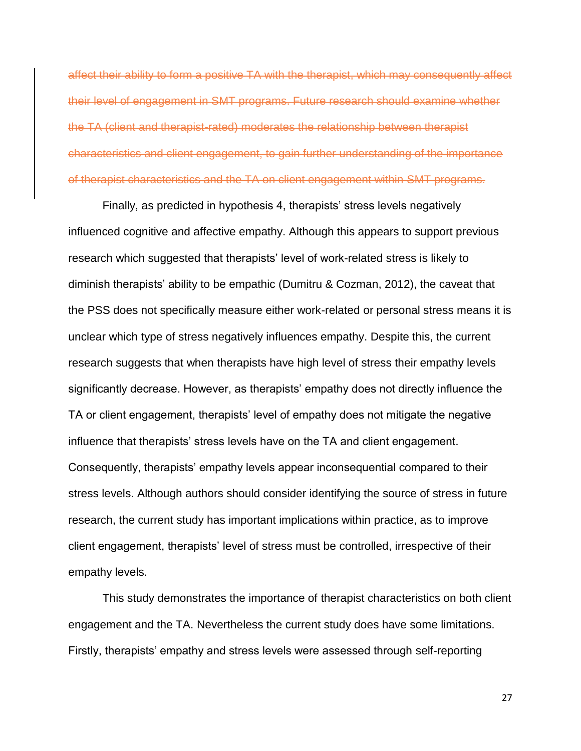~~affect their ability to form a positive TA with the therapist, which may consequently affect their level of engagement in SMT programs. Future research should examine whether the TA (client and therapist-rated) moderates the relationship between therapist characteristics and client engagement, to gain further understanding of the importance of therapist characteristics and the TA on client engagement within SMT programs.~~

Finally, as predicted in hypothesis 4, therapists' stress levels negatively influenced cognitive and affective empathy. Although this appears to support previous research which suggested that therapists' level of work-related stress is likely to diminish therapists' ability to be empathic (Dumitru & Cozman, 2012), the caveat that the PSS does not specifically measure either work-related or personal stress means it is unclear which type of stress negatively influences empathy. Despite this, the current research suggests that when therapists have high level of stress their empathy levels significantly decrease. However, as therapists' empathy does not directly influence the TA or client engagement, therapists' level of empathy does not mitigate the negative influence that therapists' stress levels have on the TA and client engagement. Consequently, therapists' empathy levels appear inconsequential compared to their stress levels. Although authors should consider identifying the source of stress in future research, the current study has important implications within practice, as to improve client engagement, therapists' level of stress must be controlled, irrespective of their empathy levels.

This study demonstrates the importance of therapist characteristics on both client engagement and the TA. Nevertheless the current study does have some limitations. Firstly, therapists' empathy and stress levels were assessed through self-reporting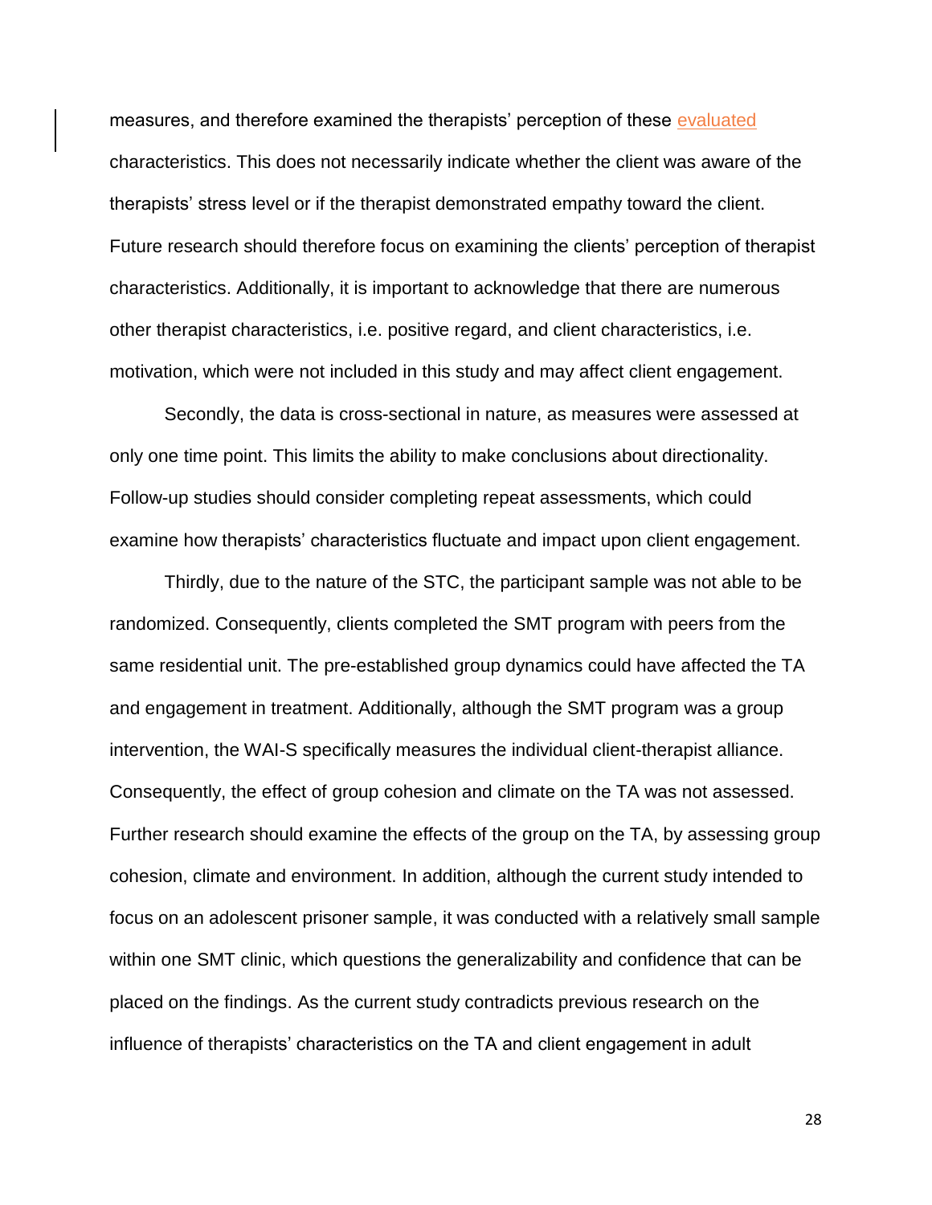measures, and therefore examined the therapists' perception of these evaluated characteristics. This does not necessarily indicate whether the client was aware of the therapists' stress level or if the therapist demonstrated empathy toward the client. Future research should therefore focus on examining the clients' perception of therapist characteristics. Additionally, it is important to acknowledge that there are numerous other therapist characteristics, i.e. positive regard, and client characteristics, i.e. motivation, which were not included in this study and may affect client engagement.

Secondly, the data is cross-sectional in nature, as measures were assessed at only one time point. This limits the ability to make conclusions about directionality. Follow-up studies should consider completing repeat assessments, which could examine how therapists' characteristics fluctuate and impact upon client engagement.

Thirdly, due to the nature of the STC, the participant sample was not able to be randomized. Consequently, clients completed the SMT program with peers from the same residential unit. The pre-established group dynamics could have affected the TA and engagement in treatment. Additionally, although the SMT program was a group intervention, the WAI-S specifically measures the individual client-therapist alliance. Consequently, the effect of group cohesion and climate on the TA was not assessed. Further research should examine the effects of the group on the TA, by assessing group cohesion, climate and environment. In addition, although the current study intended to focus on an adolescent prisoner sample, it was conducted with a relatively small sample within one SMT clinic, which questions the generalizability and confidence that can be placed on the findings. As the current study contradicts previous research on the influence of therapists' characteristics on the TA and client engagement in adult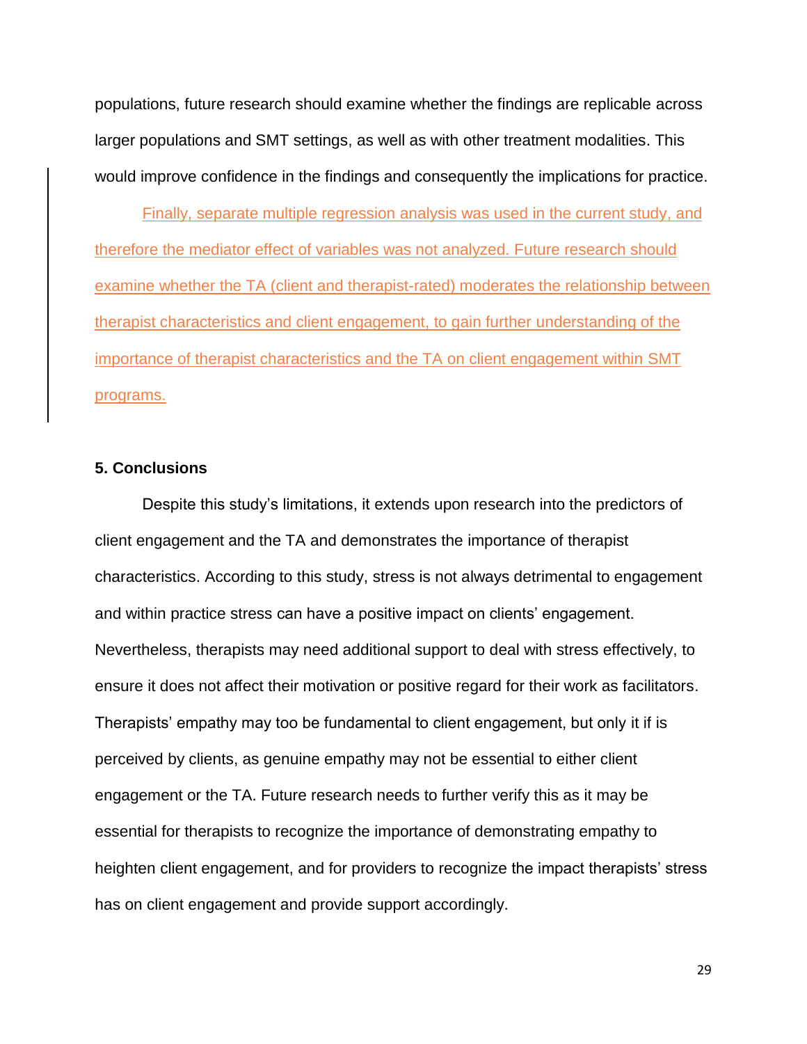populations, future research should examine whether the findings are replicable across larger populations and SMT settings, as well as with other treatment modalities. This would improve confidence in the findings and consequently the implications for practice.

Finally, separate multiple regression analysis was used in the current study, and therefore the mediator effect of variables was not analyzed. Future research should examine whether the TA (client and therapist-rated) moderates the relationship between therapist characteristics and client engagement, to gain further understanding of the importance of therapist characteristics and the TA on client engagement within SMT programs.

## 5. Conclusions

Despite this study's limitations, it extends upon research into the predictors of client engagement and the TA and demonstrates the importance of therapist characteristics. According to this study, stress is not always detrimental to engagement and within practice stress can have a positive impact on clients' engagement. Nevertheless, therapists may need additional support to deal with stress effectively, to ensure it does not affect their motivation or positive regard for their work as facilitators. Therapists' empathy may too be fundamental to client engagement, but only it if is perceived by clients, as genuine empathy may not be essential to either client engagement or the TA. Future research needs to further verify this as it may be essential for therapists to recognize the importance of demonstrating empathy to heighten client engagement, and for providers to recognize the impact therapists' stress has on client engagement and provide support accordingly.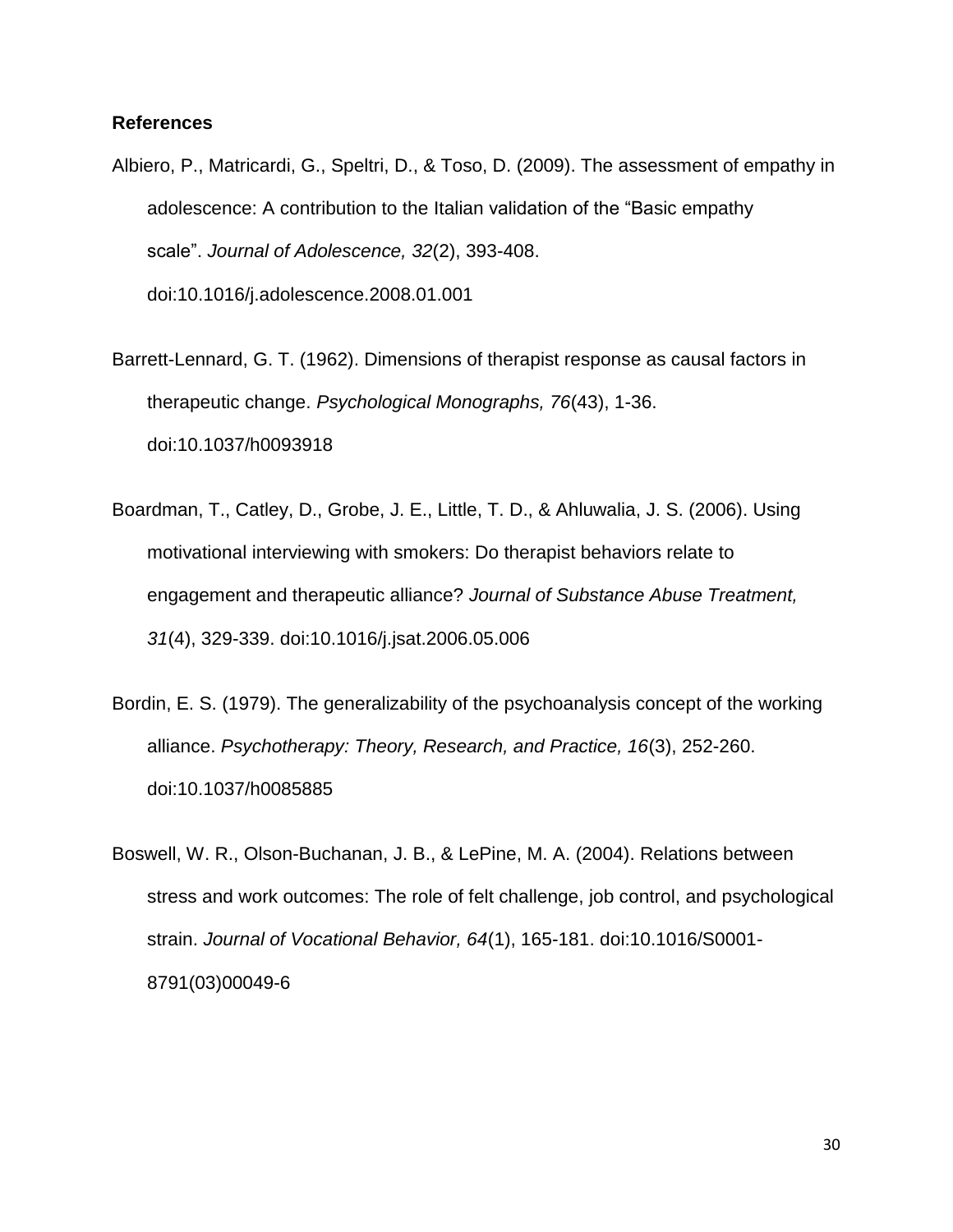**References**

Albiero, P., Matricardi, G., Speltri, D., & Toso, D. (2009). The assessment of empathy in adolescence: A contribution to the Italian validation of the "Basic empathy scale". *Journal of Adolescence, 32*(2), 393-408. doi:10.1016/j.adolescence.2008.01.001

Barrett-Lennard, G. T. (1962). Dimensions of therapist response as causal factors in therapeutic change. *Psychological Monographs, 76*(43), 1-36. doi:10.1037/h0093918

Boardman, T., Catley, D., Grobe, J. E., Little, T. D., & Ahluwalia, J. S. (2006). Using motivational interviewing with smokers: Do therapist behaviors relate to engagement and therapeutic alliance? *Journal of Substance Abuse Treatment, 31*(4), 329-339. doi:10.1016/j.jsat.2006.05.006

Bordin, E. S. (1979). The generalizability of the psychoanalysis concept of the working alliance. *Psychotherapy: Theory, Research, and Practice, 16*(3), 252-260. doi:10.1037/h0085885

Boswell, W. R., Olson-Buchanan, J. B., & LePine, M. A. (2004). Relations between stress and work outcomes: The role of felt challenge, job control, and psychological strain. *Journal of Vocational Behavior, 64*(1), 165-181. doi:10.1016/S0001-8791(03)00049-6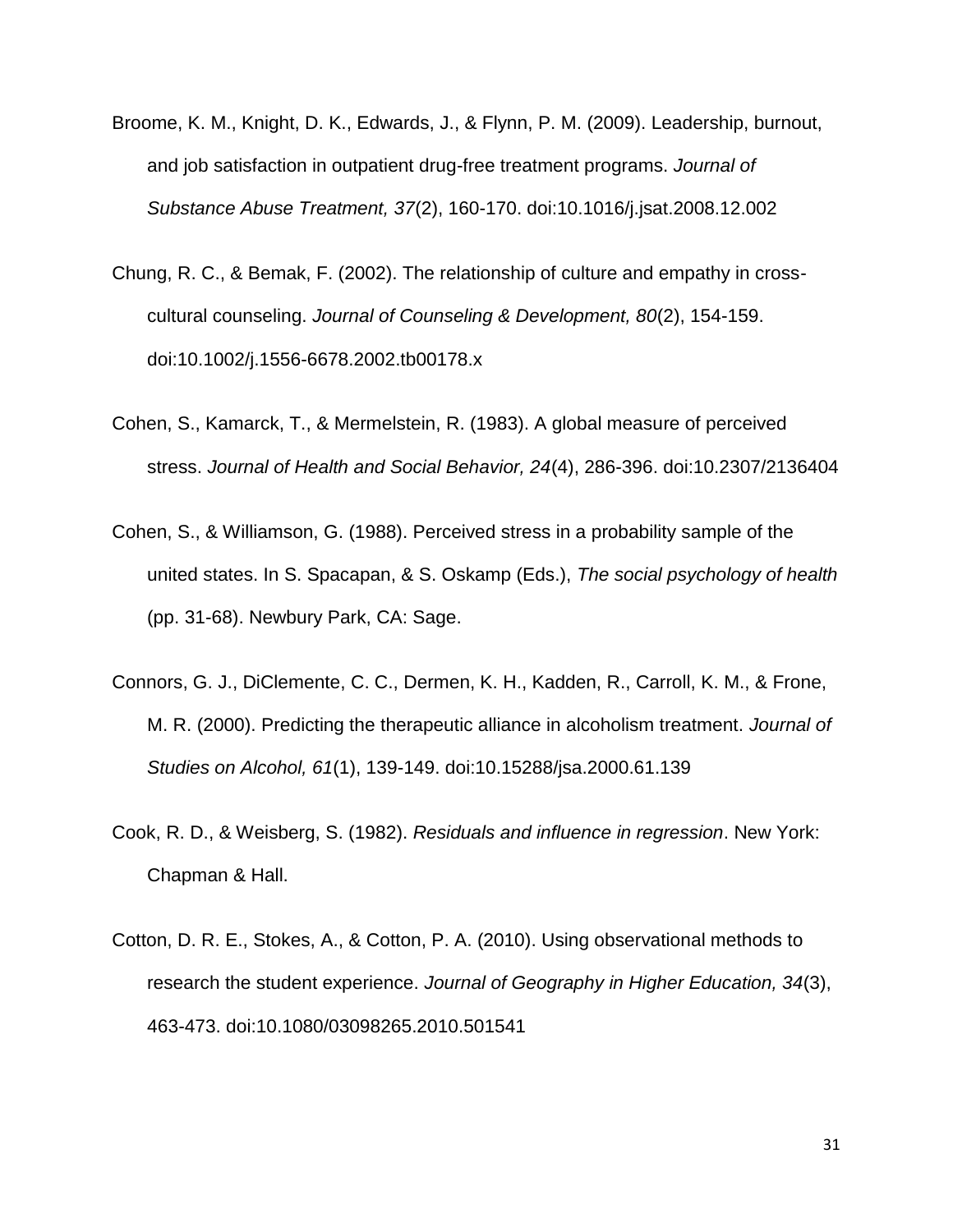Broome, K. M., Knight, D. K., Edwards, J., & Flynn, P. M. (2009). Leadership, burnout, and job satisfaction in outpatient drug-free treatment programs. *Journal of Substance Abuse Treatment, 37*(2), 160-170. doi:10.1016/j.jsat.2008.12.002

Chung, R. C., & Bemak, F. (2002). The relationship of culture and empathy in cross-cultural counseling. *Journal of Counseling & Development, 80*(2), 154-159. doi:10.1002/j.1556-6678.2002.tb00178.x

Cohen, S., Kamarck, T., & Mermelstein, R. (1983). A global measure of perceived stress. *Journal of Health and Social Behavior, 24*(4), 286-396. doi:10.2307/2136404

Cohen, S., & Williamson, G. (1988). Perceived stress in a probability sample of the united states. In S. Spacapan, & S. Oskamp (Eds.), *The social psychology of health* (pp. 31-68). Newbury Park, CA: Sage.

Connors, G. J., DiClemente, C. C., Dermen, K. H., Kadden, R., Carroll, K. M., & Frone, M. R. (2000). Predicting the therapeutic alliance in alcoholism treatment. *Journal of Studies on Alcohol, 61*(1), 139-149. doi:10.15288/jsa.2000.61.139

Cook, R. D., & Weisberg, S. (1982). *Residuals and influence in regression*. New York: Chapman & Hall.

Cotton, D. R. E., Stokes, A., & Cotton, P. A. (2010). Using observational methods to research the student experience. *Journal of Geography in Higher Education, 34*(3), 463-473. doi:10.1080/03098265.2010.501541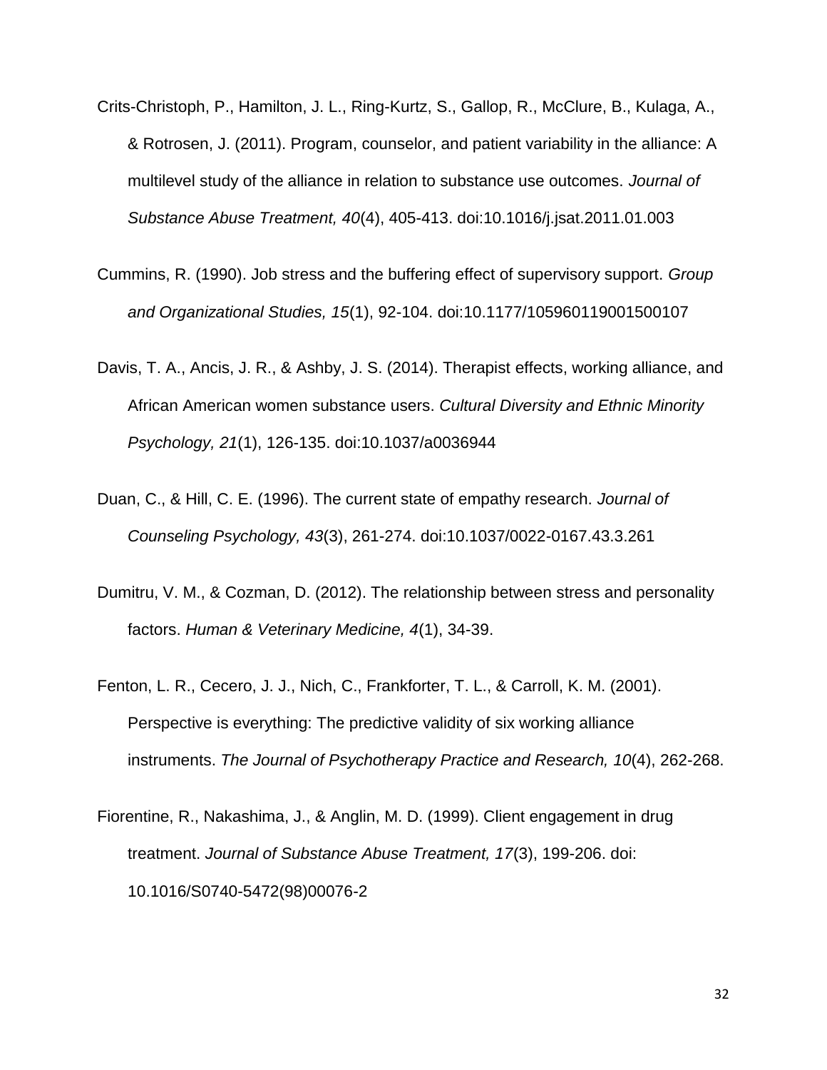Crits-Christoph, P., Hamilton, J. L., Ring-Kurtz, S., Gallop, R., McClure, B., Kulaga, A., & Rotrosen, J. (2011). Program, counselor, and patient variability in the alliance: A multilevel study of the alliance in relation to substance use outcomes. *Journal of Substance Abuse Treatment, 40*(4), 405-413. doi:10.1016/j.jsat.2011.01.003

Cummins, R. (1990). Job stress and the buffering effect of supervisory support. *Group and Organizational Studies, 15*(1), 92-104. doi:10.1177/105960119001500107

Davis, T. A., Ancis, J. R., & Ashby, J. S. (2014). Therapist effects, working alliance, and African American women substance users. *Cultural Diversity and Ethnic Minority Psychology, 21*(1), 126-135. doi:10.1037/a0036944

Duan, C., & Hill, C. E. (1996). The current state of empathy research. *Journal of Counseling Psychology, 43*(3), 261-274. doi:10.1037/0022-0167.43.3.261

Dumitru, V. M., & Cozman, D. (2012). The relationship between stress and personality factors. *Human & Veterinary Medicine, 4*(1), 34-39.

Fenton, L. R., Cecero, J. J., Nich, C., Frankforter, T. L., & Carroll, K. M. (2001). Perspective is everything: The predictive validity of six working alliance instruments. *The Journal of Psychotherapy Practice and Research, 10*(4), 262-268.

Fiorentine, R., Nakashima, J., & Anglin, M. D. (1999). Client engagement in drug treatment. *Journal of Substance Abuse Treatment, 17*(3), 199-206. doi: 10.1016/S0740-5472(98)00076-2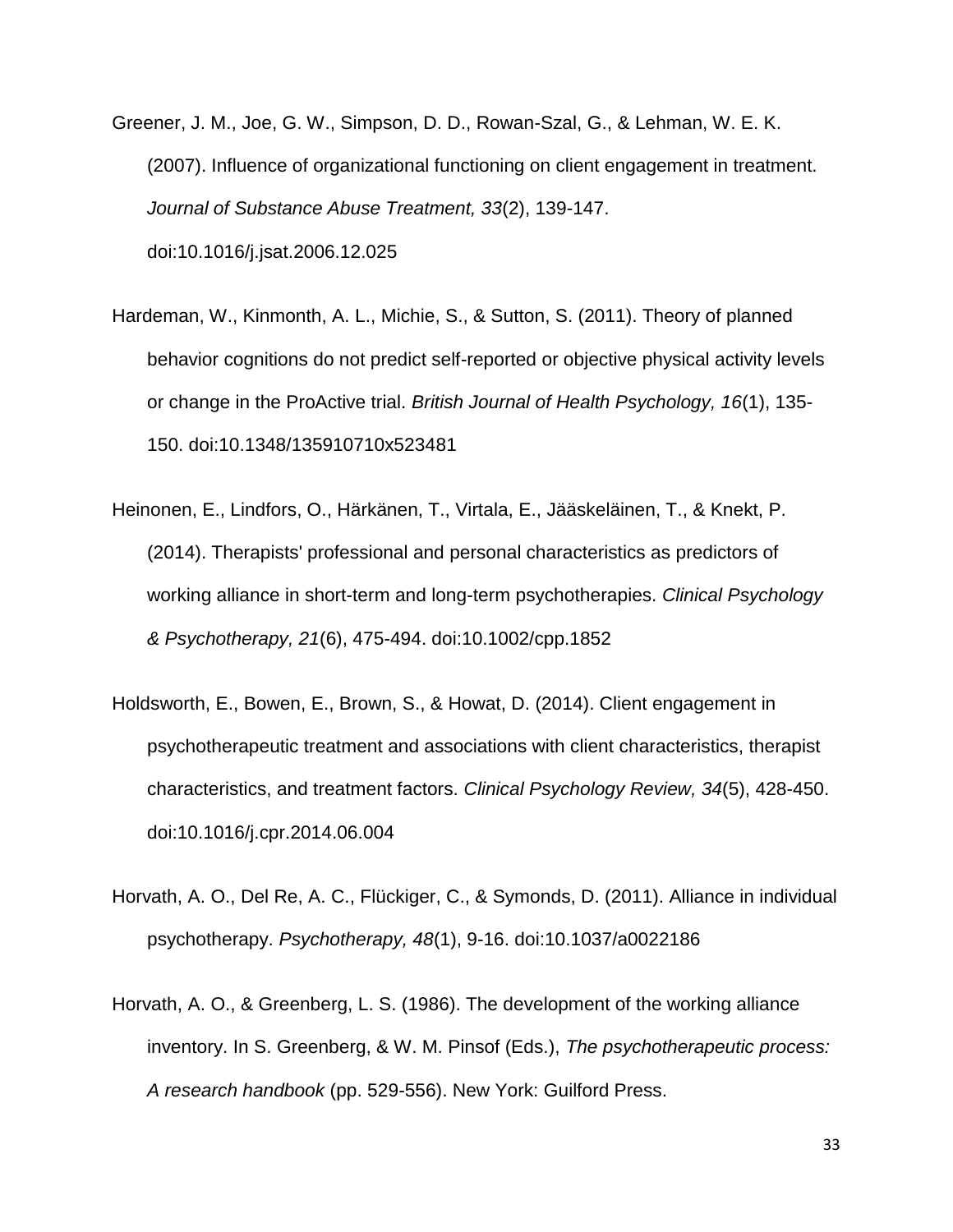Greener, J. M., Joe, G. W., Simpson, D. D., Rowan-Szal, G., & Lehman, W. E. K. (2007). Influence of organizational functioning on client engagement in treatment. *Journal of Substance Abuse Treatment, 33*(2), 139-147. doi:10.1016/j.jsat.2006.12.025

Hardeman, W., Kinmonth, A. L., Michie, S., & Sutton, S. (2011). Theory of planned behavior cognitions do not predict self-reported or objective physical activity levels or change in the ProActive trial. *British Journal of Health Psychology, 16*(1), 135-150. doi:10.1348/135910710x523481

Heinonen, E., Lindfors, O., Härkänen, T., Virtala, E., Jääskeläinen, T., & Knekt, P. (2014). Therapists' professional and personal characteristics as predictors of working alliance in short-term and long-term psychotherapies. *Clinical Psychology & Psychotherapy, 21*(6), 475-494. doi:10.1002/cpp.1852

Holdsworth, E., Bowen, E., Brown, S., & Howat, D. (2014). Client engagement in psychotherapeutic treatment and associations with client characteristics, therapist characteristics, and treatment factors. *Clinical Psychology Review, 34*(5), 428-450. doi:10.1016/j.cpr.2014.06.004

Horvath, A. O., Del Re, A. C., Flückiger, C., & Symonds, D. (2011). Alliance in individual psychotherapy. *Psychotherapy, 48*(1), 9-16. doi:10.1037/a0022186

Horvath, A. O., & Greenberg, L. S. (1986). The development of the working alliance inventory. In S. Greenberg, & W. M. Pinsof (Eds.), *The psychotherapeutic process: A research handbook* (pp. 529-556). New York: Guilford Press.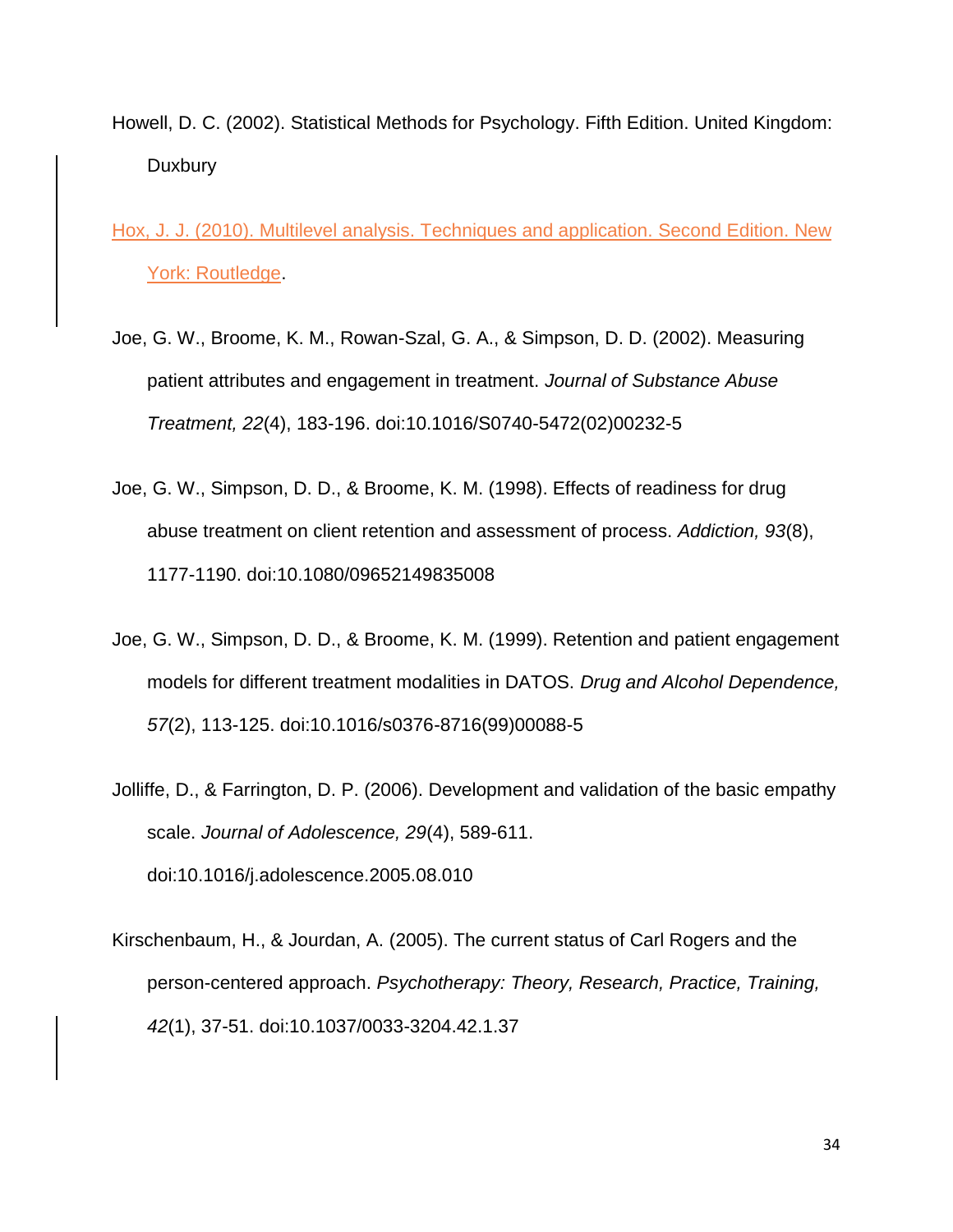Howell, D. C. (2002). Statistical Methods for Psychology. Fifth Edition. United Kingdom: Duxbury

Hox, J. J. (2010). Multilevel analysis. Techniques and application. Second Edition. New York: Routledge.

Joe, G. W., Broome, K. M., Rowan-Szal, G. A., & Simpson, D. D. (2002). Measuring patient attributes and engagement in treatment. *Journal of Substance Abuse Treatment, 22*(4), 183-196. doi:10.1016/S0740-5472(02)00232-5

Joe, G. W., Simpson, D. D., & Broome, K. M. (1998). Effects of readiness for drug abuse treatment on client retention and assessment of process. *Addiction, 93*(8), 1177-1190. doi:10.1080/09652149835008

Joe, G. W., Simpson, D. D., & Broome, K. M. (1999). Retention and patient engagement models for different treatment modalities in DATOS. *Drug and Alcohol Dependence, 57*(2), 113-125. doi:10.1016/s0376-8716(99)00088-5

Jolliffe, D., & Farrington, D. P. (2006). Development and validation of the basic empathy scale. *Journal of Adolescence, 29*(4), 589-611. doi:10.1016/j.adolescence.2005.08.010

Kirschenbaum, H., & Jourdan, A. (2005). The current status of Carl Rogers and the person-centered approach. *Psychotherapy: Theory, Research, Practice, Training, 42*(1), 37-51. doi:10.1037/0033-3204.42.1.37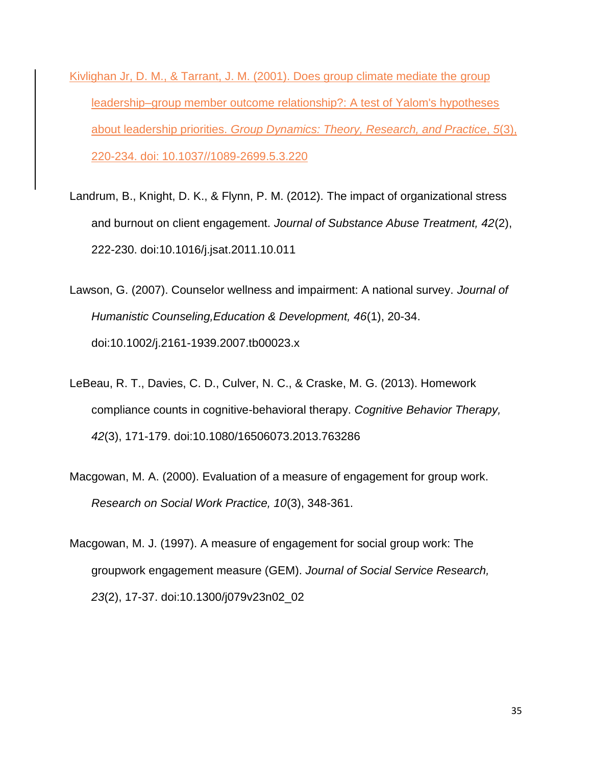Kivlighan Jr, D. M., & Tarrant, J. M. (2001). Does group climate mediate the group leadership–group member outcome relationship?: A test of Yalom's hypotheses about leadership priorities. *Group Dynamics: Theory, Research, and Practice*, *5*(3), 220-234. doi: 10.1037//1089-2699.5.3.220

Landrum, B., Knight, D. K., & Flynn, P. M. (2012). The impact of organizational stress and burnout on client engagement. *Journal of Substance Abuse Treatment, 42*(2), 222-230. doi:10.1016/j.jsat.2011.10.011

Lawson, G. (2007). Counselor wellness and impairment: A national survey. *Journal of Humanistic Counseling,Education & Development, 46*(1), 20-34. doi:10.1002/j.2161-1939.2007.tb00023.x

LeBeau, R. T., Davies, C. D., Culver, N. C., & Craske, M. G. (2013). Homework compliance counts in cognitive-behavioral therapy. *Cognitive Behavior Therapy, 42*(3), 171-179. doi:10.1080/16506073.2013.763286

Macgowan, M. A. (2000). Evaluation of a measure of engagement for group work. *Research on Social Work Practice, 10*(3), 348-361.

Macgowan, M. J. (1997). A measure of engagement for social group work: The groupwork engagement measure (GEM). *Journal of Social Service Research, 23*(2), 17-37. doi:10.1300/j079v23n02_02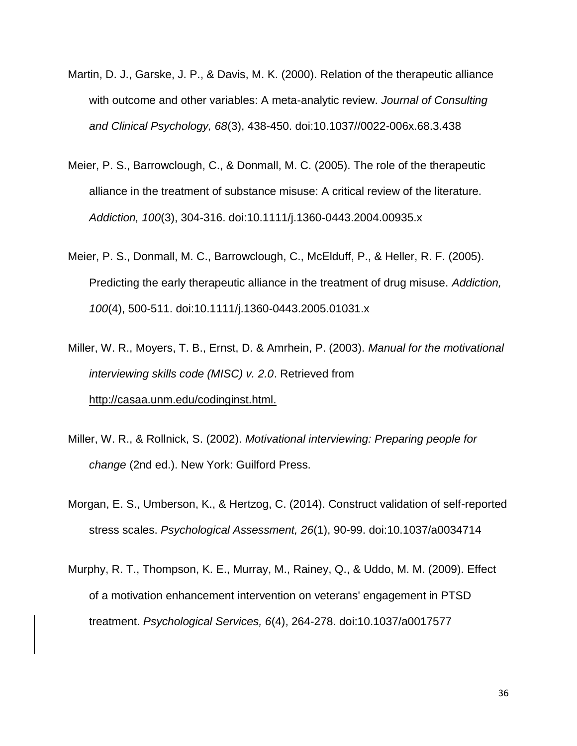Martin, D. J., Garske, J. P., & Davis, M. K. (2000). Relation of the therapeutic alliance with outcome and other variables: A meta-analytic review. *Journal of Consulting and Clinical Psychology, 68*(3), 438-450. doi:10.1037//0022-006x.68.3.438

Meier, P. S., Barrowclough, C., & Donmall, M. C. (2005). The role of the therapeutic alliance in the treatment of substance misuse: A critical review of the literature. *Addiction, 100*(3), 304-316. doi:10.1111/j.1360-0443.2004.00935.x

Meier, P. S., Donmall, M. C., Barrowclough, C., McElduff, P., & Heller, R. F. (2005). Predicting the early therapeutic alliance in the treatment of drug misuse. *Addiction, 100*(4), 500-511. doi:10.1111/j.1360-0443.2005.01031.x

Miller, W. R., Moyers, T. B., Ernst, D. & Amrhein, P. (2003). *Manual for the motivational interviewing skills code (MISC) v. 2.0*. Retrieved from http://casaa.unm.edu/codinginst.html.

Miller, W. R., & Rollnick, S. (2002). *Motivational interviewing: Preparing people for change* (2nd ed.). New York: Guilford Press.

Morgan, E. S., Umberson, K., & Hertzog, C. (2014). Construct validation of self-reported stress scales. *Psychological Assessment, 26*(1), 90-99. doi:10.1037/a0034714

Murphy, R. T., Thompson, K. E., Murray, M., Rainey, Q., & Uddo, M. M. (2009). Effect of a motivation enhancement intervention on veterans' engagement in PTSD treatment. *Psychological Services, 6*(4), 264-278. doi:10.1037/a0017577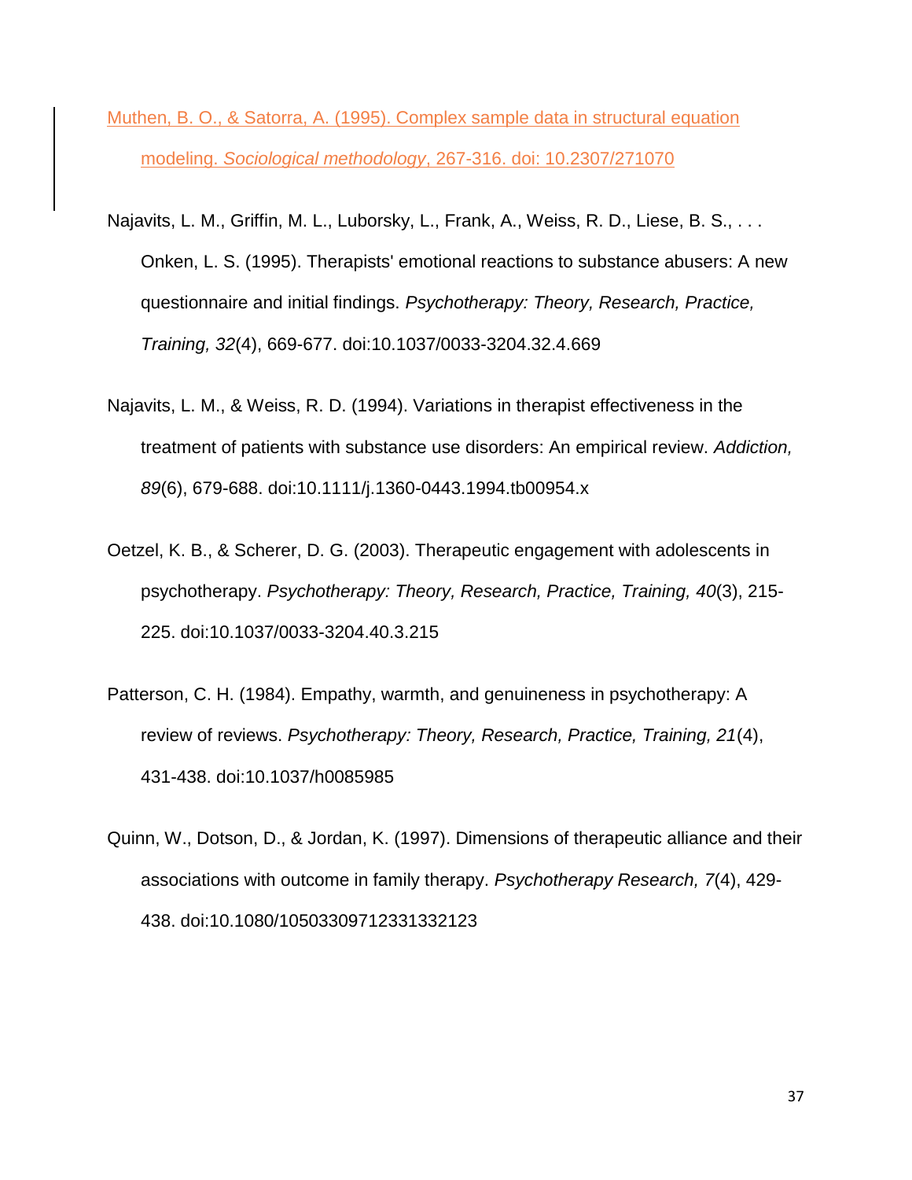Muthen, B. O., & Satorra, A. (1995). Complex sample data in structural equation modeling. *Sociological methodology*, 267-316. doi: 10.2307/271070

Najavits, L. M., Griffin, M. L., Luborsky, L., Frank, A., Weiss, R. D., Liese, B. S., . . . Onken, L. S. (1995). Therapists' emotional reactions to substance abusers: A new questionnaire and initial findings. *Psychotherapy: Theory, Research, Practice, Training, 32*(4), 669-677. doi:10.1037/0033-3204.32.4.669

Najavits, L. M., & Weiss, R. D. (1994). Variations in therapist effectiveness in the treatment of patients with substance use disorders: An empirical review. *Addiction, 89*(6), 679-688. doi:10.1111/j.1360-0443.1994.tb00954.x

Oetzel, K. B., & Scherer, D. G. (2003). Therapeutic engagement with adolescents in psychotherapy. *Psychotherapy: Theory, Research, Practice, Training, 40*(3), 215-225. doi:10.1037/0033-3204.40.3.215

Patterson, C. H. (1984). Empathy, warmth, and genuineness in psychotherapy: A review of reviews. *Psychotherapy: Theory, Research, Practice, Training, 21*(4), 431-438. doi:10.1037/h0085985

Quinn, W., Dotson, D., & Jordan, K. (1997). Dimensions of therapeutic alliance and their associations with outcome in family therapy. *Psychotherapy Research, 7*(4), 429-438. doi:10.1080/10503309712331332123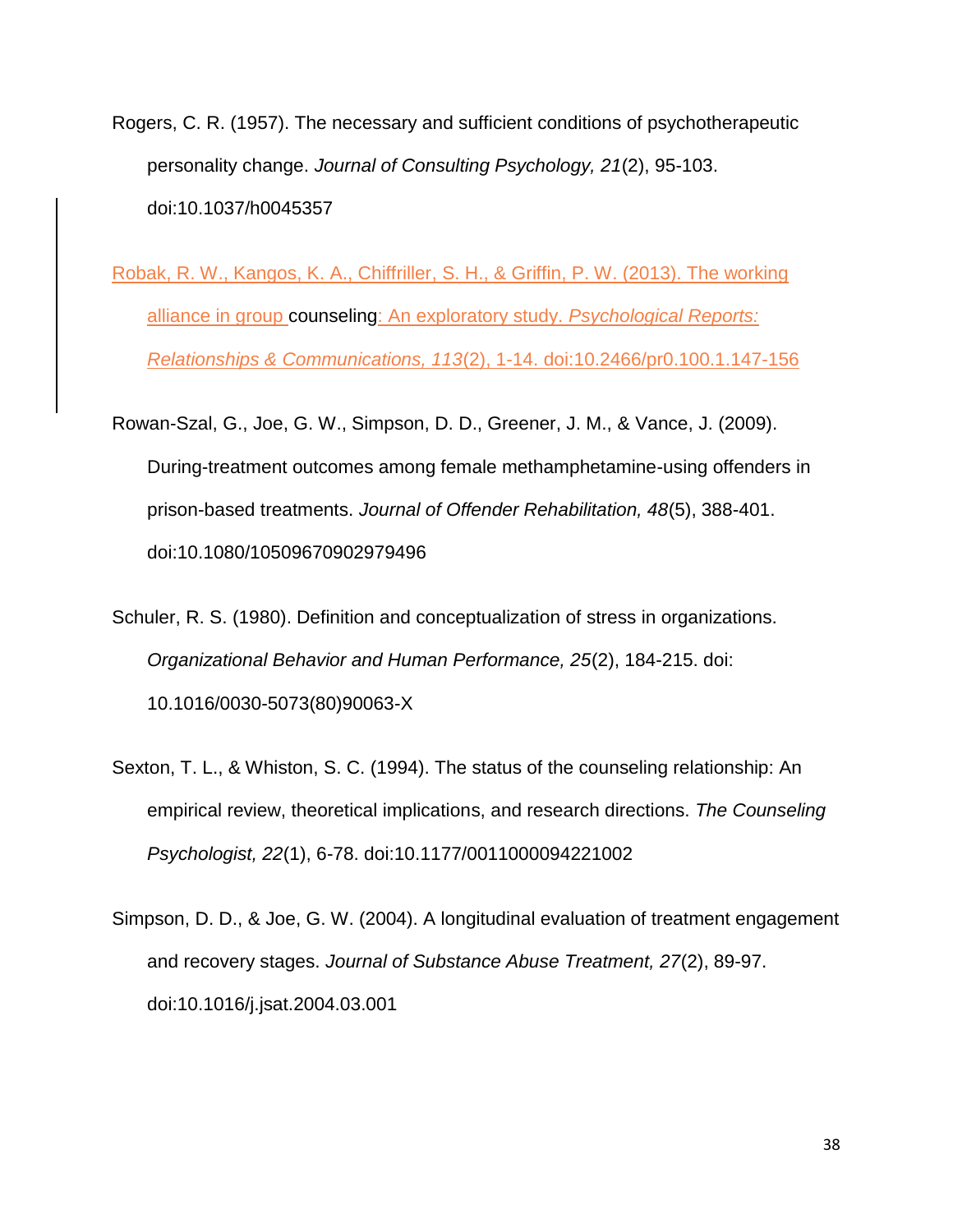Rogers, C. R. (1957). The necessary and sufficient conditions of psychotherapeutic personality change. *Journal of Consulting Psychology, 21*(2), 95-103. doi:10.1037/h0045357

Robak, R. W., Kangos, K. A., Chiffriller, S. H., & Griffin, P. W. (2013). The working alliance in group counseling: An exploratory study. *Psychological Reports: Relationships & Communications, 113*(2), 1-14. doi:10.2466/pr0.100.1.147-156

Rowan-Szal, G., Joe, G. W., Simpson, D. D., Greener, J. M., & Vance, J. (2009). During-treatment outcomes among female methamphetamine-using offenders in prison-based treatments. *Journal of Offender Rehabilitation, 48*(5), 388-401. doi:10.1080/10509670902979496

Schuler, R. S. (1980). Definition and conceptualization of stress in organizations. *Organizational Behavior and Human Performance, 25*(2), 184-215. doi: 10.1016/0030-5073(80)90063-X

Sexton, T. L., & Whiston, S. C. (1994). The status of the counseling relationship: An empirical review, theoretical implications, and research directions. *The Counseling Psychologist, 22*(1), 6-78. doi:10.1177/0011000094221002

Simpson, D. D., & Joe, G. W. (2004). A longitudinal evaluation of treatment engagement and recovery stages. *Journal of Substance Abuse Treatment, 27*(2), 89-97. doi:10.1016/j.jsat.2004.03.001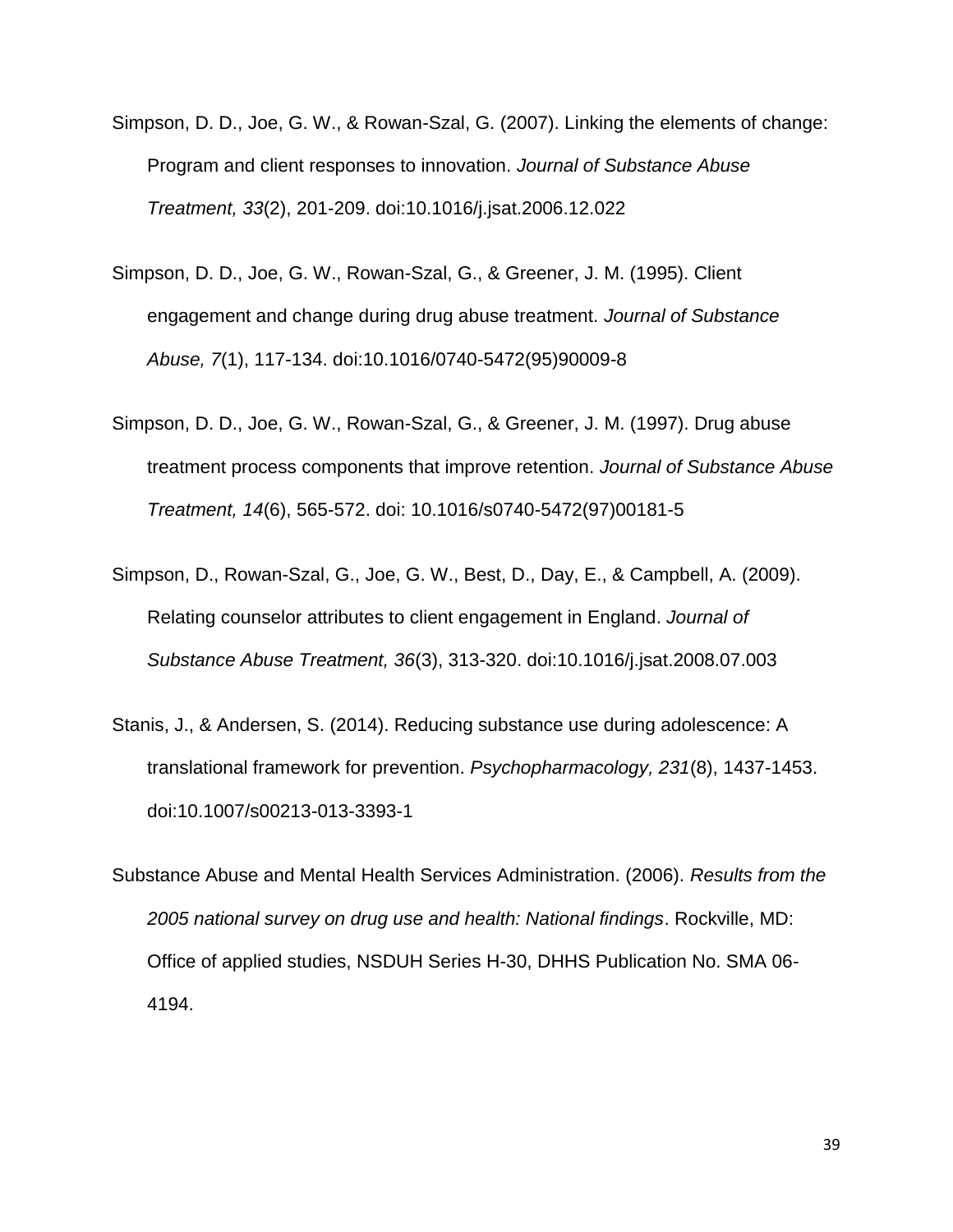Simpson, D. D., Joe, G. W., & Rowan-Szal, G. (2007). Linking the elements of change: Program and client responses to innovation. *Journal of Substance Abuse Treatment, 33*(2), 201-209. doi:10.1016/j.jsat.2006.12.022

Simpson, D. D., Joe, G. W., Rowan-Szal, G., & Greener, J. M. (1995). Client engagement and change during drug abuse treatment. *Journal of Substance Abuse, 7*(1), 117-134. doi:10.1016/0740-5472(95)90009-8

Simpson, D. D., Joe, G. W., Rowan-Szal, G., & Greener, J. M. (1997). Drug abuse treatment process components that improve retention. *Journal of Substance Abuse Treatment, 14*(6), 565-572. doi: 10.1016/s0740-5472(97)00181-5

Simpson, D., Rowan-Szal, G., Joe, G. W., Best, D., Day, E., & Campbell, A. (2009). Relating counselor attributes to client engagement in England. *Journal of Substance Abuse Treatment, 36*(3), 313-320. doi:10.1016/j.jsat.2008.07.003

Stanis, J., & Andersen, S. (2014). Reducing substance use during adolescence: A translational framework for prevention. *Psychopharmacology, 231*(8), 1437-1453. doi:10.1007/s00213-013-3393-1

Substance Abuse and Mental Health Services Administration. (2006). *Results from the 2005 national survey on drug use and health: National findings*. Rockville, MD: Office of applied studies, NSDUH Series H-30, DHHS Publication No. SMA 06-4194.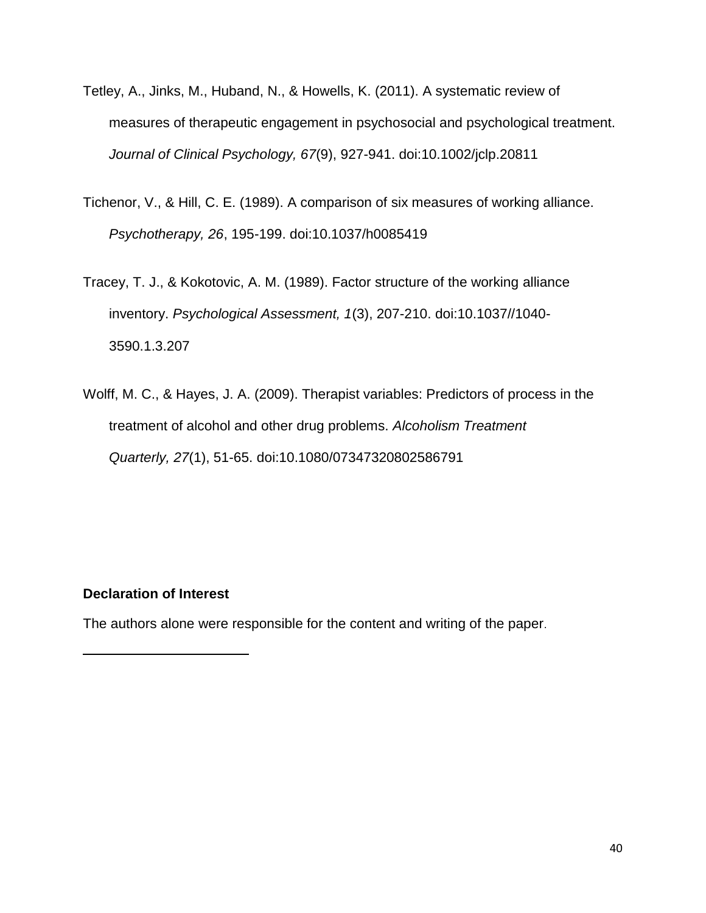Tetley, A., Jinks, M., Huband, N., & Howells, K. (2011). A systematic review of measures of therapeutic engagement in psychosocial and psychological treatment. *Journal of Clinical Psychology, 67*(9), 927-941. doi:10.1002/jclp.20811

Tichenor, V., & Hill, C. E. (1989). A comparison of six measures of working alliance. *Psychotherapy, 26*, 195-199. doi:10.1037/h0085419

Tracey, T. J., & Kokotovic, A. M. (1989). Factor structure of the working alliance inventory. *Psychological Assessment, 1*(3), 207-210. doi:10.1037//1040-3590.1.3.207

Wolff, M. C., & Hayes, J. A. (2009). Therapist variables: Predictors of process in the treatment of alcohol and other drug problems. *Alcoholism Treatment Quarterly, 27*(1), 51-65. doi:10.1080/07347320802586791

**Declaration of Interest**

The authors alone were responsible for the content and writing of the paper.